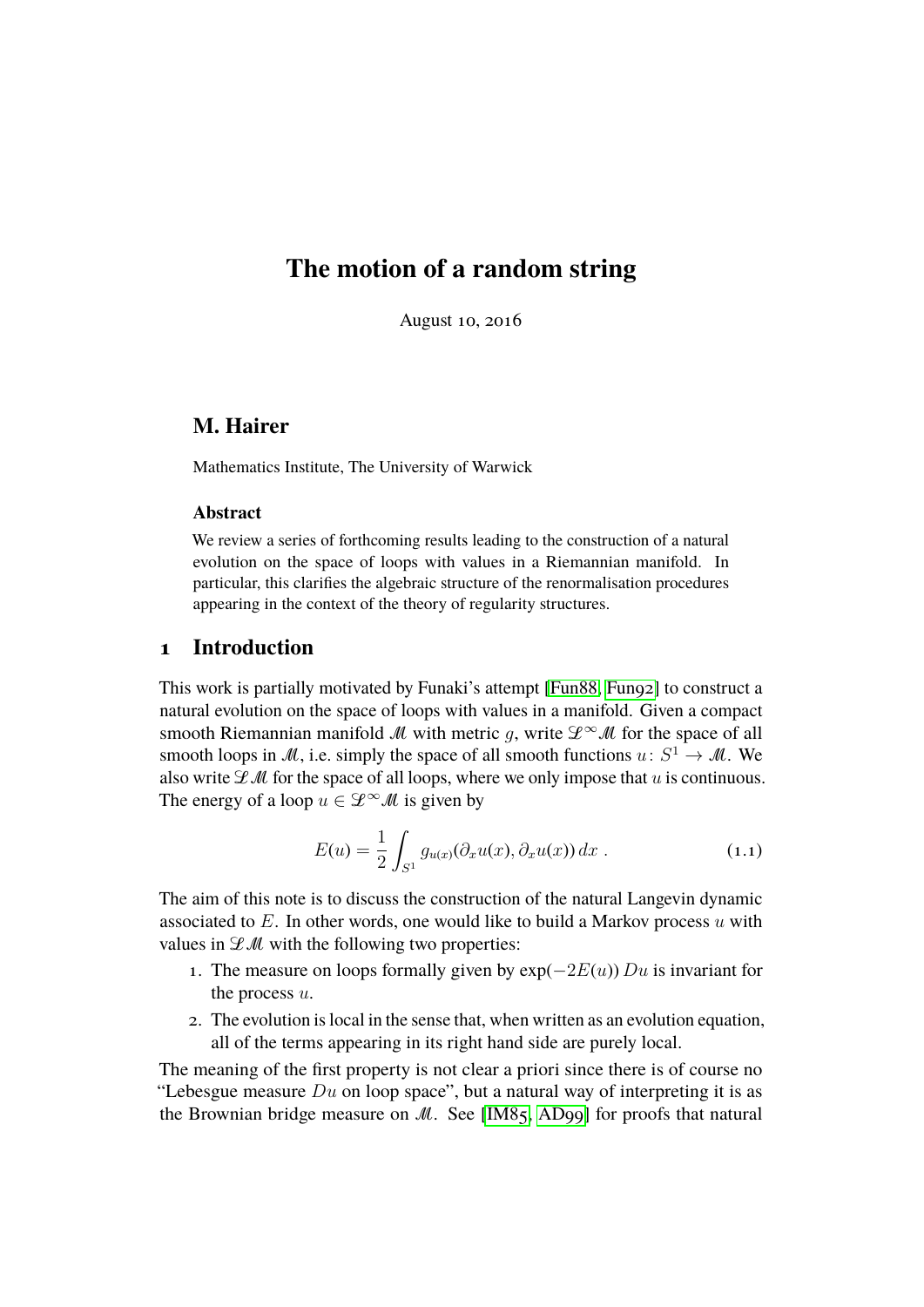# The motion of a random string

August 10, 2016

## M. Hairer

Mathematics Institute, The University of Warwick

### Abstract

We review a series of forthcoming results leading to the construction of a natural evolution on the space of loops with values in a Riemannian manifold. In particular, this clarifies the algebraic structure of the renormalisation procedures appearing in the context of the theory of regularity structures.

## 1 Introduction

This work is partially motivated by Funaki's attempt [Fun88, Fun92] to construct a natural evolution on the space of loops with values in a manifold. Given a compact smooth Riemannian manifold $\mathscr{M}$ with metric $g$, write $\mathscr{L}^\infty\mathscr{M}$ for the space of all smooth loops in $\mathscr{M}$, i.e. simply the space of all smooth functions $u\colon S^1 \to \mathscr{M}$. We also write $\mathscr{L}\mathscr{M}$ for the space of all loops, where we only impose that $u$ is continuous. The energy of a loop $u \in \mathscr{L}^\infty\mathscr{M}$ is given by

$$E(u) = \frac{1}{2}\int_{S^1} g_{u(x)}(\partial_x u(x), \partial_x u(x))\, dx \;. \tag{1.1}$$

The aim of this note is to discuss the construction of the natural Langevin dynamic associated to $E$. In other words, one would like to build a Markov process $u$ with values in $\mathscr{L}\mathscr{M}$ with the following two properties:

1. The measure on loops formally given by $\exp(-2E(u))\, Du$ is invariant for the process $u$.
2. The evolution is local in the sense that, when written as an evolution equation, all of the terms appearing in its right hand side are purely local.

The meaning of the first property is not clear a priori since there is of course no "Lebesgue measure $Du$ on loop space", but a natural way of interpreting it is as the Brownian bridge measure on $\mathscr{M}$. See [IM85, AD99] for proofs that natural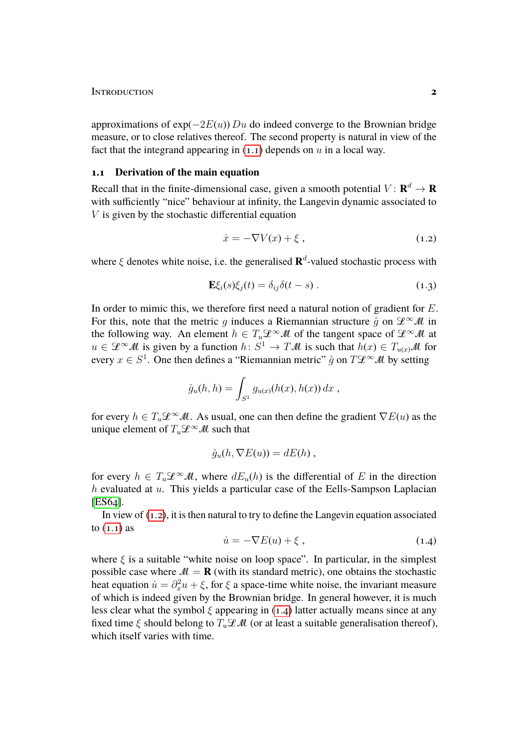approximations of $\exp(-2E(u))\, Du$ do indeed converge to the Brownian bridge measure, or to close relatives thereof. The second property is natural in view of the fact that the integrand appearing in (1.1) depends on $u$ in a local way.

## 1.1 Derivation of the main equation

Recall that in the finite-dimensional case, given a smooth potential $V\colon \mathbf{R}^d \to \mathbf{R}$ with sufficiently "nice" behaviour at infinity, the Langevin dynamic associated to $V$ is given by the stochastic differential equation

$$\dot{x} = -\nabla V(x) + \xi \;, \tag{1.2}$$

where $\xi$ denotes white noise, i.e. the generalised $\mathbf{R}^d$-valued stochastic process with

$$\mathbf{E}\xi_i(s)\xi_j(t) = \delta_{ij}\delta(t-s) \;. \tag{1.3}$$

In order to mimic this, we therefore first need a natural notion of gradient for $E$. For this, note that the metric $g$ induces a Riemannian structure $\hat{g}$ on $\mathscr{L}^\infty\mathscr{M}$ in the following way. An element $h \in T_u\mathscr{L}^\infty\mathscr{M}$ of the tangent space of $\mathscr{L}^\infty\mathscr{M}$ at $u \in \mathscr{L}^\infty\mathscr{M}$ is given by a function $h\colon S^1 \to T\mathscr{M}$ is such that $h(x) \in T_{u(x)}\mathscr{M}$ for every $x \in S^1$. One then defines a "Riemannian metric" $\hat{g}$ on $T\mathscr{L}^\infty\mathscr{M}$ by setting

$$\hat{g}_u(h,h) = \int_{S^1} g_{u(x)}(h(x),h(x))\, dx \;,$$

for every $h \in T_u\mathscr{L}^\infty\mathscr{M}$. As usual, one can then define the gradient $\nabla E(u)$ as the unique element of $T_u\mathscr{L}^\infty\mathscr{M}$ such that

$$\hat{g}_u(h, \nabla E(u)) = dE(h) \;,$$

for every $h \in T_u\mathscr{L}^\infty\mathscr{M}$, where $dE_u(h)$ is the differential of $E$ in the direction $h$ evaluated at $u$. This yields a particular case of the Eells-Sampson Laplacian [ES64].

In view of (1.2), it is then natural to try to define the Langevin equation associated to (1.1) as

$$\dot{u} = -\nabla E(u) + \xi \;, \tag{1.4}$$

where $\xi$ is a suitable "white noise on loop space". In particular, in the simplest possible case where $\mathscr{M} = \mathbf{R}$ (with its standard metric), one obtains the stochastic heat equation $\dot{u} = \partial_x^2 u + \xi$, for $\xi$ a space-time white noise, the invariant measure of which is indeed given by the Brownian bridge. In general however, it is much less clear what the symbol $\xi$ appearing in (1.4) latter actually means since at any fixed time $\xi$ should belong to $T_u\mathscr{L}\mathscr{M}$ (or at least a suitable generalisation thereof), which itself varies with time.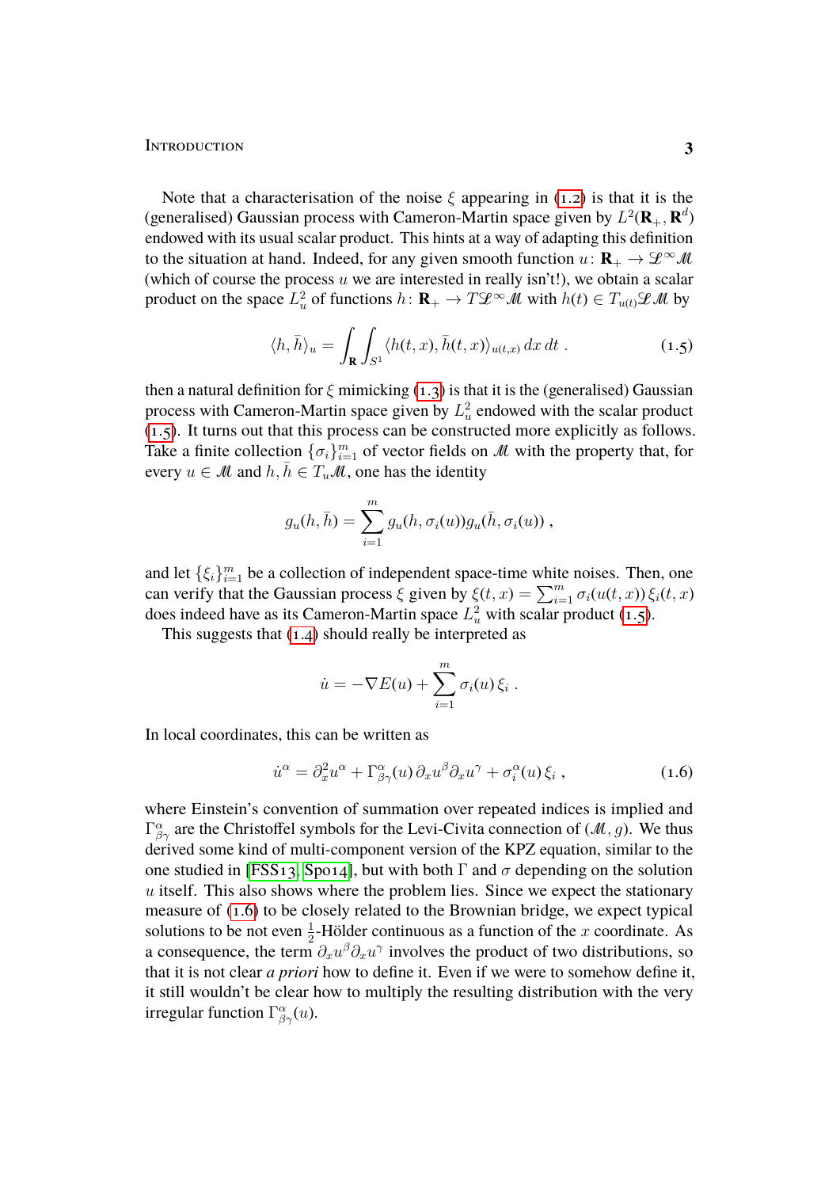Note that a characterisation of the noise $\xi$ appearing in (1.2) is that it is the (generalised) Gaussian process with Cameron-Martin space given by $L^2(\mathbf{R}_+, \mathbf{R}^d)$ endowed with its usual scalar product. This hints at a way of adapting this definition to the situation at hand. Indeed, for any given smooth function $u\colon \mathbf{R}_+ \to \mathscr{L}^\infty \mathscr{M}$ (which of course the process $u$ we are interested in really isn't!), we obtain a scalar product on the space $L^2_u$ of functions $h\colon \mathbf{R}_+ \to T\mathscr{L}^\infty \mathscr{M}$ with $h(t) \in T_{u(t)}\mathscr{L}\mathscr{M}$ by

$$\langle h, \bar h\rangle_u = \int_{\mathbf{R}} \int_{S^1} \langle h(t,x), \bar h(t,x)\rangle_{u(t,x)}\, dx\, dt\;. \tag{1.5}$$

then a natural definition for $\xi$ mimicking (1.3) is that it is the (generalised) Gaussian process with Cameron-Martin space given by $L^2_u$ endowed with the scalar product (1.5). It turns out that this process can be constructed more explicitly as follows. Take a finite collection $\{\sigma_i\}_{i=1}^m$ of vector fields on $\mathscr{M}$ with the property that, for every $u \in \mathscr{M}$ and $h, \bar h \in T_u\mathscr{M}$, one has the identity

$$g_u(h,\bar h) = \sum_{i=1}^m g_u(h,\sigma_i(u)) g_u(\bar h, \sigma_i(u))\;,$$

and let $\{\xi_i\}_{i=1}^m$ be a collection of independent space-time white noises. Then, one can verify that the Gaussian process $\xi$ given by $\xi(t,x) = \sum_{i=1}^m \sigma_i(u(t,x))\,\xi_i(t,x)$ does indeed have as its Cameron-Martin space $L^2_u$ with scalar product (1.5).

This suggests that (1.4) should really be interpreted as

$$\dot u = -\nabla E(u) + \sum_{i=1}^m \sigma_i(u)\,\xi_i\;.$$

In local coordinates, this can be written as

$$\dot u^\alpha = \partial_x^2 u^\alpha + \Gamma^\alpha_{\beta\gamma}(u)\,\partial_x u^\beta \partial_x u^\gamma + \sigma_i^\alpha(u)\,\xi_i\;, \tag{1.6}$$

where Einstein's convention of summation over repeated indices is implied and $\Gamma^\alpha_{\beta\gamma}$ are the Christoffel symbols for the Levi-Civita connection of $(\mathscr{M}, g)$. We thus derived some kind of multi-component version of the KPZ equation, similar to the one studied in [FSS13, Spo14], but with both $\Gamma$ and $\sigma$ depending on the solution $u$ itself. This also shows where the problem lies. Since we expect the stationary measure of (1.6) to be closely related to the Brownian bridge, we expect typical solutions to be not even $\frac{1}{2}$-Hölder continuous as a function of the $x$ coordinate. As a consequence, the term $\partial_x u^\beta \partial_x u^\gamma$ involves the product of two distributions, so that it is not clear *a priori* how to define it. Even if we were to somehow define it, it still wouldn't be clear how to multiply the resulting distribution with the very irregular function $\Gamma^\alpha_{\beta\gamma}(u)$.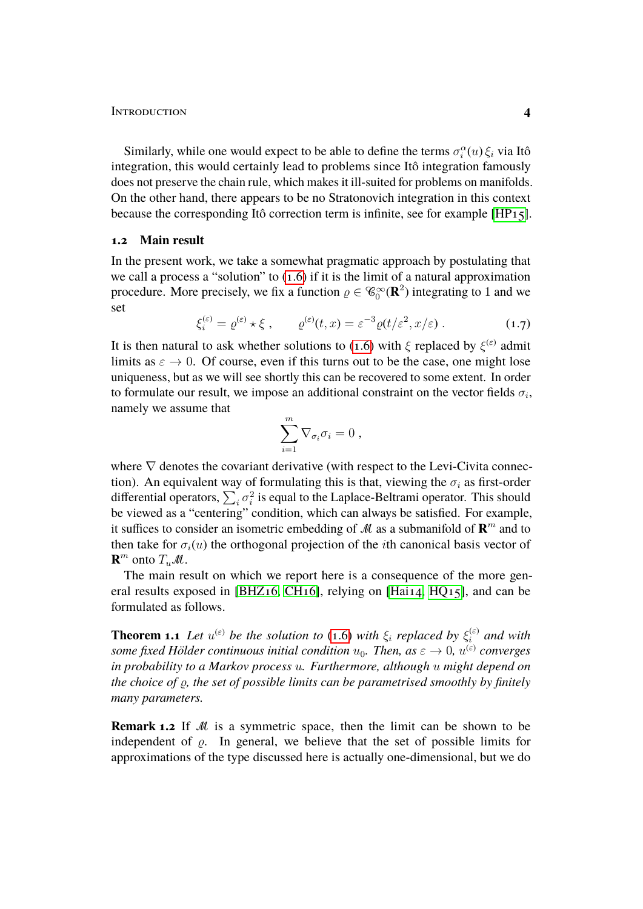Similarly, while one would expect to be able to define the terms $\sigma_i^\alpha(u)\,\xi_i$ via Itô integration, this would certainly lead to problems since Itô integration famously does not preserve the chain rule, which makes it ill-suited for problems on manifolds. On the other hand, there appears to be no Stratonovich integration in this context because the corresponding Itô correction term is infinite, see for example [HP15].

## 1.2 Main result

In the present work, we take a somewhat pragmatic approach by postulating that we call a process a "solution" to (1.6) if it is the limit of a natural approximation procedure. More precisely, we fix a function $\varrho \in \mathscr{C}_0^\infty(\mathbf{R}^2)$ integrating to $1$ and we set

$$\xi_i^{(\varepsilon)} = \varrho^{(\varepsilon)} \star \xi\;, \qquad \varrho^{(\varepsilon)}(t,x) = \varepsilon^{-3}\varrho(t/\varepsilon^2, x/\varepsilon)\;. \tag{1.7}$$

It is then natural to ask whether solutions to (1.6) with $\xi$ replaced by $\xi^{(\varepsilon)}$ admit limits as $\varepsilon \to 0$. Of course, even if this turns out to be the case, one might lose uniqueness, but as we will see shortly this can be recovered to some extent. In order to formulate our result, we impose an additional constraint on the vector fields $\sigma_i$, namely we assume that

$$\sum_{i=1}^m \nabla_{\sigma_i}\sigma_i = 0\;,$$

where $\nabla$ denotes the covariant derivative (with respect to the Levi-Civita connection). An equivalent way of formulating this is that, viewing the $\sigma_i$ as first-order differential operators, $\sum_i \sigma_i^2$ is equal to the Laplace-Beltrami operator. This should be viewed as a "centering" condition, which can always be satisfied. For example, it suffices to consider an isometric embedding of $\mathscr{M}$ as a submanifold of $\mathbf{R}^m$ and to then take for $\sigma_i(u)$ the orthogonal projection of the $i$th canonical basis vector of $\mathbf{R}^m$ onto $T_u\mathscr{M}$.

The main result on which we report here is a consequence of the more general results exposed in [BHZ16, CH16], relying on [Hai14, HQ15], and can be formulated as follows.

**Theorem 1.1** *Let $u^{(\varepsilon)}$ be the solution to (1.6) with $\xi_i$ replaced by $\xi_i^{(\varepsilon)}$ and with some fixed Hölder continuous initial condition $u_0$. Then, as $\varepsilon \to 0$, $u^{(\varepsilon)}$ converges in probability to a Markov process $u$. Furthermore, although $u$ might depend on the choice of $\varrho$, the set of possible limits can be parametrised smoothly by finitely many parameters.*

**Remark 1.2** If $\mathscr{M}$ is a symmetric space, then the limit can be shown to be independent of $\varrho$. In general, we believe that the set of possible limits for approximations of the type discussed here is actually one-dimensional, but we do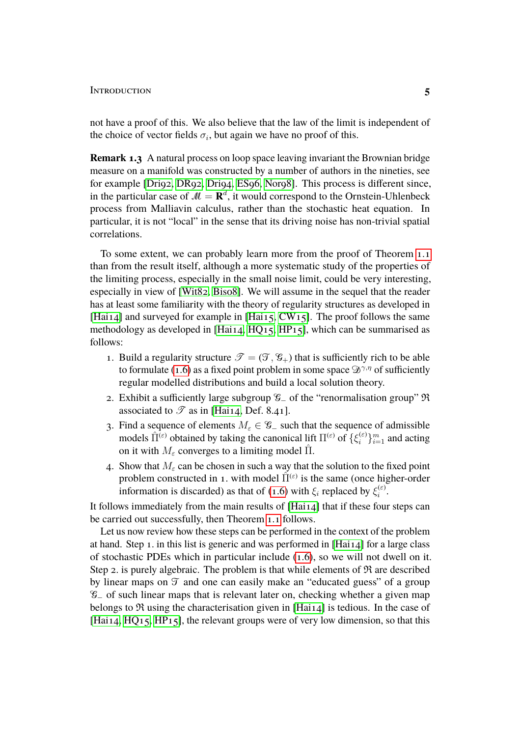not have a proof of this. We also believe that the law of the limit is independent of the choice of vector fields $\sigma_i$, but again we have no proof of this.

**Remark 1.3** A natural process on loop space leaving invariant the Brownian bridge measure on a manifold was constructed by a number of authors in the nineties, see for example [Dri92, DR92, Dri94, ES96, Nor98]. This process is different since, in the particular case of $\mathscr{M} = \mathbf{R}^d$, it would correspond to the Ornstein-Uhlenbeck process from Malliavin calculus, rather than the stochastic heat equation. In particular, it is not "local" in the sense that its driving noise has non-trivial spatial correlations.

To some extent, we can probably learn more from the proof of Theorem 1.1 than from the result itself, although a more systematic study of the properties of the limiting process, especially in the small noise limit, could be very interesting, especially in view of [Wit82, Bis08]. We will assume in the sequel that the reader has at least some familiarity with the theory of regularity structures as developed in [Hai14] and surveyed for example in [Hai15, CW15]. The proof follows the same methodology as developed in [Hai14, HQ15, HP15], which can be summarised as follows:

1. Build a regularity structure $\mathscr{T} = (\mathcal{T}, \mathcal{G}_+)$ that is sufficiently rich to be able to formulate (1.6) as a fixed point problem in some space $\mathcal{D}^{\gamma,\eta}$ of sufficiently regular modelled distributions and build a local solution theory.
2. Exhibit a sufficiently large subgroup $\mathcal{G}_-$ of the "renormalisation group" $\mathfrak{R}$ associated to $\mathscr{T}$ as in [Hai14, Def. 8.41].
3. Find a sequence of elements $M_\varepsilon \in \mathcal{G}_-$ such that the sequence of admissible models $\hat{\Pi}^{(\varepsilon)}$ obtained by taking the canonical lift $\Pi^{(\varepsilon)}$ of $\{\xi_i^{(\varepsilon)}\}_{i=1}^m$ and acting on it with $M_\varepsilon$ converges to a limiting model $\hat{\Pi}$.
4. Show that $M_\varepsilon$ can be chosen in such a way that the solution to the fixed point problem constructed in 1. with model $\hat{\Pi}^{(\varepsilon)}$ is the same (once higher-order information is discarded) as that of (1.6) with $\xi_i$ replaced by $\xi_i^{(\varepsilon)}$.

It follows immediately from the main results of [Hai14] that if these four steps can be carried out successfully, then Theorem 1.1 follows.

Let us now review how these steps can be performed in the context of the problem at hand. Step 1. in this list is generic and was performed in [Hai14] for a large class of stochastic PDEs which in particular include (1.6), so we will not dwell on it. Step 2. is purely algebraic. The problem is that while elements of $\mathfrak{R}$ are described by linear maps on $\mathcal{T}$ and one can easily make an "educated guess" of a group $\mathcal{G}_-$ of such linear maps that is relevant later on, checking whether a given map belongs to $\mathfrak{R}$ using the characterisation given in [Hai14] is tedious. In the case of [Hai14, HQ15, HP15], the relevant groups were of very low dimension, so that this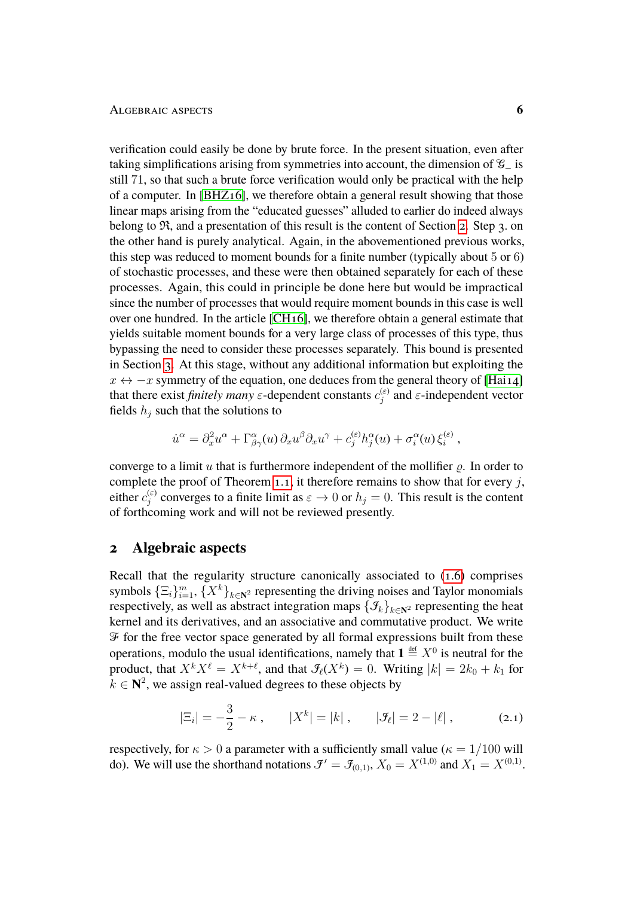verification could easily be done by brute force. In the present situation, even after taking simplifications arising from symmetries into account, the dimension of $\mathcal{G}_-$ is still 71, so that such a brute force verification would only be practical with the help of a computer. In [BHZ16], we therefore obtain a general result showing that those linear maps arising from the "educated guesses" alluded to earlier do indeed always belong to $\mathfrak{R}$, and a presentation of this result is the content of Section 2. Step 3. on the other hand is purely analytical. Again, in the abovementioned previous works, this step was reduced to moment bounds for a finite number (typically about 5 or 6) of stochastic processes, and these were then obtained separately for each of these processes. Again, this could in principle be done here but would be impractical since the number of processes that would require moment bounds in this case is well over one hundred. In the article [CH16], we therefore obtain a general estimate that yields suitable moment bounds for a very large class of processes of this type, thus bypassing the need to consider these processes separately. This bound is presented in Section 3. At this stage, without any additional information but exploiting the $x \leftrightarrow -x$ symmetry of the equation, one deduces from the general theory of [Hai14] that there exist *finitely many* $\varepsilon$-dependent constants $c_j^{(\varepsilon)}$ and $\varepsilon$-independent vector fields $h_j$ such that the solutions to

$$\dot{u}^\alpha = \partial_x^2 u^\alpha + \Gamma^\alpha_{\beta\gamma}(u)\, \partial_x u^\beta \partial_x u^\gamma + c_j^{(\varepsilon)} h_j^\alpha(u) + \sigma_i^\alpha(u)\, \xi_i^{(\varepsilon)} ,$$

converge to a limit $u$ that is furthermore independent of the mollifier $\varrho$. In order to complete the proof of Theorem 1.1, it therefore remains to show that for every $j$, either $c_j^{(\varepsilon)}$ converges to a finite limit as $\varepsilon \to 0$ or $h_j = 0$. This result is the content of forthcoming work and will not be reviewed presently.

## 2 Algebraic aspects

Recall that the regularity structure canonically associated to (1.6) comprises symbols $\{\Xi_i\}_{i=1}^m$, $\{X^k\}_{k \in \mathbf{N}^2}$ representing the driving noises and Taylor monomials respectively, as well as abstract integration maps $\{\mathcal{I}_k\}_{k \in \mathbf{N}^2}$ representing the heat kernel and its derivatives, and an associative and commutative product. We write $\mathcal{F}$ for the free vector space generated by all formal expressions built from these operations, modulo the usual identifications, namely that $\mathbf{1} \stackrel{\text{def}}{=} X^0$ is neutral for the product, that $X^k X^\ell = X^{k+\ell}$, and that $\mathcal{I}_\ell(X^k) = 0$. Writing $|k| = 2k_0 + k_1$ for $k \in \mathbf{N}^2$, we assign real-valued degrees to these objects by

$$|\Xi_i| = -\frac{3}{2} - \kappa , \qquad |X^k| = |k| , \qquad |\mathcal{I}_\ell| = 2 - |\ell| , \tag{2.1}$$

respectively, for $\kappa > 0$ a parameter with a sufficiently small value ($\kappa = 1/100$ will do). We will use the shorthand notations $\mathcal{I}' = \mathcal{I}_{(0,1)}$, $X_0 = X^{(1,0)}$ and $X_1 = X^{(0,1)}$.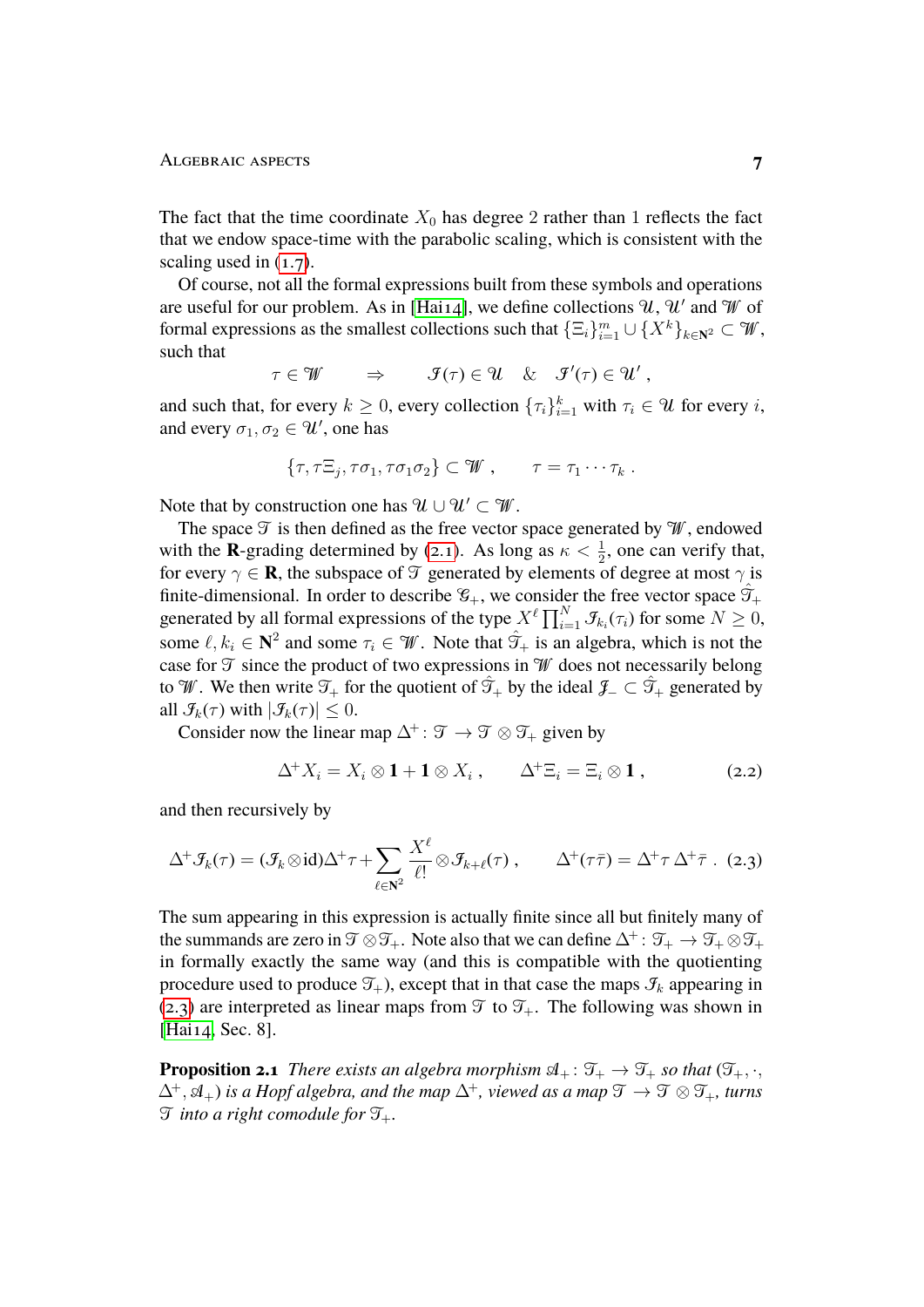The fact that the time coordinate $X_0$ has degree $2$ rather than $1$ reflects the fact that we endow space-time with the parabolic scaling, which is consistent with the scaling used in (1.7).

Of course, not all the formal expressions built from these symbols and operations are useful for our problem. As in [Hai14], we define collections $\mathcal{U}$, $\mathcal{U}'$ and $\mathcal{W}$ of formal expressions as the smallest collections such that $\{\Xi_i\}_{i=1}^m \cup \{X^k\}_{k\in\mathbf{N}^2} \subset \mathcal{W}$, such that

$$\tau \in \mathcal{W} \qquad \Rightarrow \qquad \mathcal{I}(\tau) \in \mathcal{U} \quad \& \quad \mathcal{I}'(\tau) \in \mathcal{U}' \;,$$

and such that, for every $k \geq 0$, every collection $\{\tau_i\}_{i=1}^k$ with $\tau_i \in \mathcal{U}$ for every $i$, and every $\sigma_1, \sigma_2 \in \mathcal{U}'$, one has

$$\{\tau, \tau\Xi_j, \tau\sigma_1, \tau\sigma_1\sigma_2\} \subset \mathcal{W} \;, \qquad \tau = \tau_1 \cdots \tau_k \;.$$

Note that by construction one has $\mathcal{U} \cup \mathcal{U}' \subset \mathcal{W}$.

The space $\mathcal{T}$ is then defined as the free vector space generated by $\mathcal{W}$, endowed with the $\mathbf{R}$-grading determined by (2.1). As long as $\kappa < \frac{1}{2}$, one can verify that, for every $\gamma \in \mathbf{R}$, the subspace of $\mathcal{T}$ generated by elements of degree at most $\gamma$ is finite-dimensional. In order to describe $\mathcal{G}_+$, we consider the free vector space $\hat{\mathcal{T}}_+$ generated by all formal expressions of the type $X^\ell \prod_{i=1}^N \mathcal{I}_{k_i}(\tau_i)$ for some $N \geq 0$, some $\ell, k_i \in \mathbf{N}^2$ and some $\tau_i \in \mathcal{W}$. Note that $\hat{\mathcal{T}}_+$ is an algebra, which is not the case for $\mathcal{T}$ since the product of two expressions in $\mathcal{W}$ does not necessarily belong to $\mathcal{W}$. We then write $\mathcal{T}_+$ for the quotient of $\hat{\mathcal{T}}_+$ by the ideal $\mathcal{J}_- \subset \hat{\mathcal{T}}_+$ generated by all $\mathcal{I}_k(\tau)$ with $|\mathcal{I}_k(\tau)| \leq 0$.

Consider now the linear map $\Delta^+ \colon \mathcal{T} \to \mathcal{T} \otimes \mathcal{T}_+$ given by

$$\Delta^+ X_i = X_i \otimes \mathbf{1} + \mathbf{1} \otimes X_i \;, \qquad \Delta^+ \Xi_i = \Xi_i \otimes \mathbf{1} \;, \tag{2.2}$$

and then recursively by

$$\Delta^+ \mathcal{I}_k(\tau) = (\mathcal{I}_k \otimes \mathrm{id})\Delta^+ \tau + \sum_{\ell \in \mathbf{N}^2} \frac{X^\ell}{\ell!} \otimes \mathcal{I}_{k+\ell}(\tau) \;, \qquad \Delta^+(\tau\bar{\tau}) = \Delta^+\tau \, \Delta^+\bar{\tau} \;. \tag{2.3}$$

The sum appearing in this expression is actually finite since all but finitely many of the summands are zero in $\mathcal{T} \otimes \mathcal{T}_+$. Note also that we can define $\Delta^+ \colon \mathcal{T}_+ \to \mathcal{T}_+ \otimes \mathcal{T}_+$ in formally exactly the same way (and this is compatible with the quotienting procedure used to produce $\mathcal{T}_+$), except that in that case the maps $\mathcal{I}_k$ appearing in (2.3) are interpreted as linear maps from $\mathcal{T}$ to $\mathcal{T}_+$. The following was shown in [Hai14, Sec. 8].

**Proposition 2.1** *There exists an algebra morphism $\mathcal{A}_+ \colon \mathcal{T}_+ \to \mathcal{T}_+$ so that $(\mathcal{T}_+, \cdot, \Delta^+, \mathcal{A}_+)$ is a Hopf algebra, and the map $\Delta^+$, viewed as a map $\mathcal{T} \to \mathcal{T} \otimes \mathcal{T}_+$, turns $\mathcal{T}$ into a right comodule for $\mathcal{T}_+$.*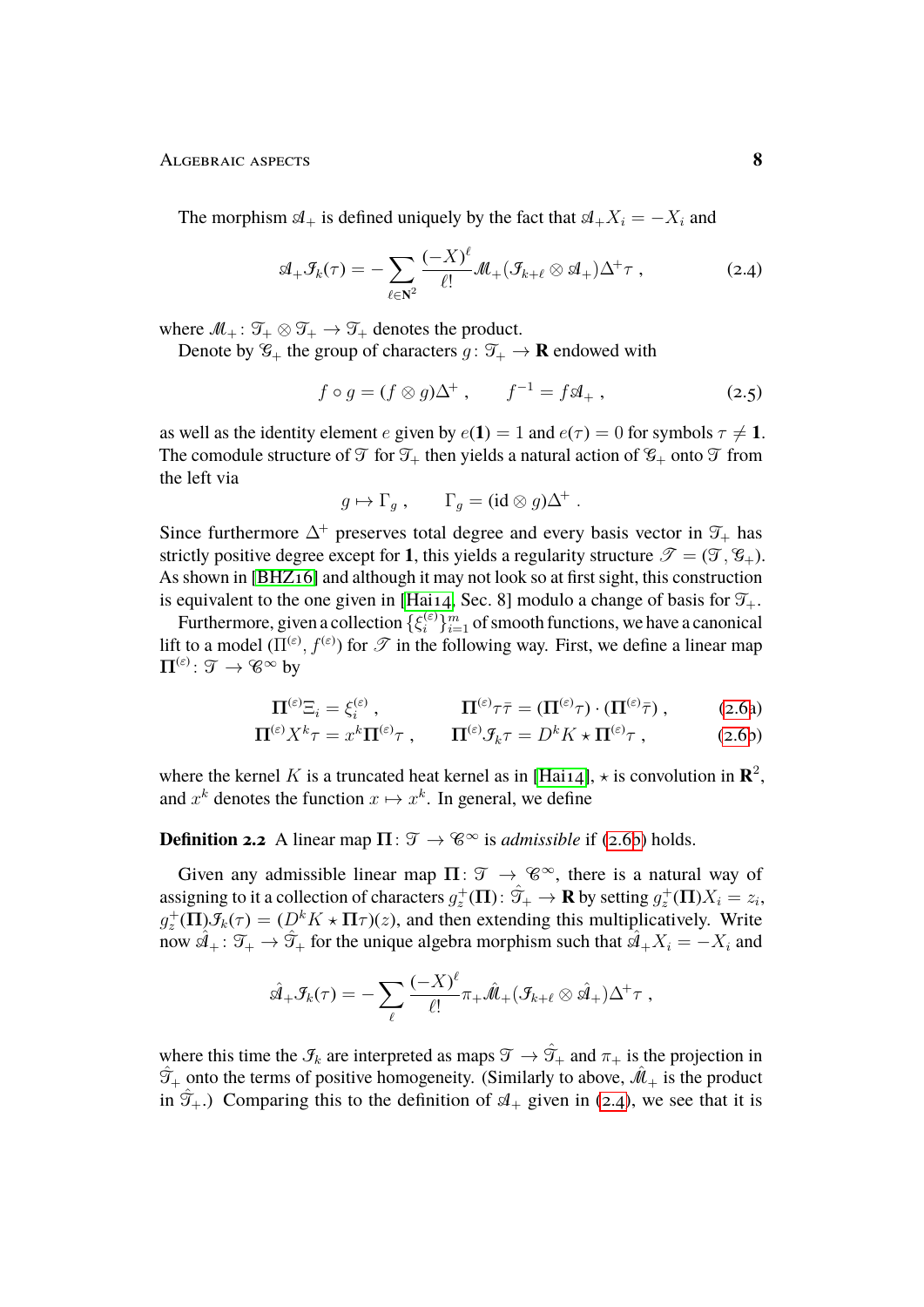The morphism $\mathscr{A}_+$ is defined uniquely by the fact that $\mathscr{A}_+ X_i = -X_i$ and

$$\mathscr{A}_+ \mathscr{I}_k(\tau) = -\sum_{\ell \in \mathbf{N}^2} \frac{(-X)^\ell}{\ell!} \mathscr{M}_+ (\mathscr{I}_{k+\ell} \otimes \mathscr{A}_+) \Delta^+ \tau \;, \tag{2.4}$$

where $\mathscr{M}_+ \colon \mathscr{T}_+ \otimes \mathscr{T}_+ \to \mathscr{T}_+$ denotes the product.

Denote by $\mathscr{G}_+$ the group of characters $g \colon \mathscr{T}_+ \to \mathbf{R}$ endowed with

$$f \circ g = (f \otimes g)\Delta^+ \;, \qquad f^{-1} = f \mathscr{A}_+ \;, \tag{2.5}$$

as well as the identity element $e$ given by $e(\mathbf{1}) = 1$ and $e(\tau) = 0$ for symbols $\tau \neq \mathbf{1}$. The comodule structure of $\mathscr{T}$ for $\mathscr{T}_+$ then yields a natural action of $\mathscr{G}_+$ onto $\mathscr{T}$ from the left via

$$g \mapsto \Gamma_g \;, \qquad \Gamma_g = (\mathrm{id} \otimes g)\Delta^+ \;.$$

Since furthermore $\Delta^+$ preserves total degree and every basis vector in $\mathscr{T}_+$ has strictly positive degree except for $\mathbf{1}$, this yields a regularity structure $\mathscr{T} = (\mathscr{T}, \mathscr{G}_+)$. As shown in [BHZ16] and although it may not look so at first sight, this construction is equivalent to the one given in [Hai14, Sec. 8] modulo a change of basis for $\mathscr{T}_+$.

Furthermore, given a collection $\{\xi_i^{(\varepsilon)}\}_{i=1}^m$ of smooth functions, we have a canonical lift to a model $(\Pi^{(\varepsilon)}, f^{(\varepsilon)})$ for $\mathscr{T}$ in the following way. First, we define a linear map $\mathbf{\Pi}^{(\varepsilon)} \colon \mathscr{T} \to \mathscr{C}^\infty$ by

$$\mathbf{\Pi}^{(\varepsilon)} \Xi_i = \xi_i^{(\varepsilon)} \;, \qquad \mathbf{\Pi}^{(\varepsilon)} \tau\bar{\tau} = (\mathbf{\Pi}^{(\varepsilon)} \tau) \cdot (\mathbf{\Pi}^{(\varepsilon)} \bar{\tau}) \;, \tag{2.6a}$$

$$\mathbf{\Pi}^{(\varepsilon)} X^k \tau = x^k \mathbf{\Pi}^{(\varepsilon)} \tau \;, \qquad \mathbf{\Pi}^{(\varepsilon)} \mathscr{I}_k \tau = D^k K \star \mathbf{\Pi}^{(\varepsilon)} \tau \;, \tag{2.6b}$$

where the kernel $K$ is a truncated heat kernel as in [Hai14], $\star$ is convolution in $\mathbf{R}^2$, and $x^k$ denotes the function $x \mapsto x^k$. In general, we define

**Definition 2.2** A linear map $\mathbf{\Pi} \colon \mathscr{T} \to \mathscr{C}^\infty$ is *admissible* if (2.6b) holds.

Given any admissible linear map $\mathbf{\Pi} \colon \mathscr{T} \to \mathscr{C}^\infty$, there is a natural way of assigning to it a collection of characters $g_z^+(\mathbf{\Pi}) \colon \hat{\mathscr{T}}_+ \to \mathbf{R}$ by setting $g_z^+(\mathbf{\Pi}) X_i = z_i$, $g_z^+(\mathbf{\Pi}) \mathscr{I}_k(\tau) = (D^k K \star \mathbf{\Pi}\tau)(z)$, and then extending this multiplicatively. Write now $\hat{\mathscr{A}}_+ \colon \mathscr{T}_+ \to \hat{\mathscr{T}}_+$ for the unique algebra morphism such that $\hat{\mathscr{A}}_+ X_i = -X_i$ and

$$\hat{\mathscr{A}}_+ \mathscr{I}_k(\tau) = -\sum_{\ell} \frac{(-X)^\ell}{\ell!} \pi_+ \hat{\mathscr{M}}_+ (\mathscr{I}_{k+\ell} \otimes \hat{\mathscr{A}}_+) \Delta^+ \tau \;,$$

where this time the $\mathscr{I}_k$ are interpreted as maps $\mathscr{T} \to \hat{\mathscr{T}}_+$ and $\pi_+$ is the projection in $\hat{\mathscr{T}}_+$ onto the terms of positive homogeneity. (Similarly to above, $\hat{\mathscr{M}}_+$ is the product in $\hat{\mathscr{T}}_+$.) Comparing this to the definition of $\mathscr{A}_+$ given in (2.4), we see that it is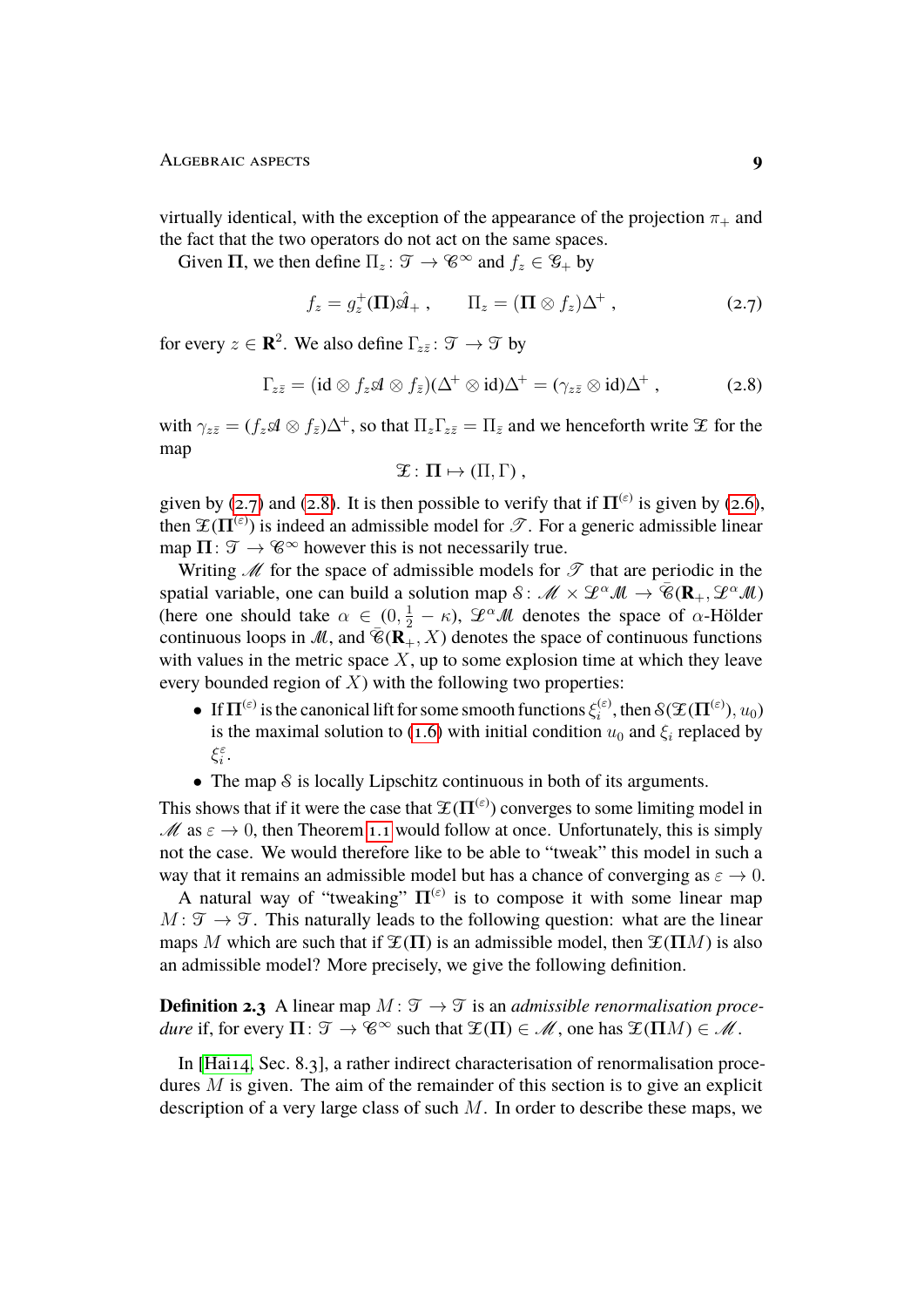virtually identical, with the exception of the appearance of the projection $\pi_+$ and the fact that the two operators do not act on the same spaces.

Given $\mathbf{\Pi}$, we then define $\Pi_z \colon \mathcal{T} \to \mathcal{C}^\infty$ and $f_z \in \mathcal{G}_+$ by

$$f_z = g_z^+(\mathbf{\Pi})\hat{\mathscr{A}}_+ \;, \qquad \Pi_z = (\mathbf{\Pi} \otimes f_z)\Delta^+ \;, \tag{2.7}$$

for every $z \in \mathbf{R}^2$. We also define $\Gamma_{z\bar z} \colon \mathcal{T} \to \mathcal{T}$ by

$$\Gamma_{z\bar z} = (\mathrm{id} \otimes f_z\mathscr{A} \otimes f_{\bar z})(\Delta^+ \otimes \mathrm{id})\Delta^+ = (\gamma_{z\bar z} \otimes \mathrm{id})\Delta^+ \;, \tag{2.8}$$

with $\gamma_{z\bar z} = (f_z\mathscr{A} \otimes f_{\bar z})\Delta^+$, so that $\Pi_z\Gamma_{z\bar z} = \Pi_{\bar z}$ and we henceforth write $\mathfrak{Z}$ for the map

$$\mathfrak{Z} \colon \mathbf{\Pi} \mapsto (\Pi, \Gamma) \;,$$

given by (2.7) and (2.8). It is then possible to verify that if $\mathbf{\Pi}^{(\varepsilon)}$ is given by (2.6), then $\mathfrak{Z}(\mathbf{\Pi}^{(\varepsilon)})$ is indeed an admissible model for $\mathcal{T}$. For a generic admissible linear map $\mathbf{\Pi} \colon \mathcal{T} \to \mathcal{C}^\infty$ however this is not necessarily true.

Writing $\mathscr{M}$ for the space of admissible models for $\mathcal{T}$ that are periodic in the spatial variable, one can build a solution map $\mathcal{S} \colon \mathscr{M} \times \mathscr{L}^\alpha\mathcal{M} \to \bar{\mathcal{C}}(\mathbf{R}_+, \mathscr{L}^\alpha\mathcal{M})$ (here one should take $\alpha \in (0, \frac{1}{2} - \kappa)$, $\mathscr{L}^\alpha\mathcal{M}$ denotes the space of $\alpha$-Hölder continuous loops in $\mathcal{M}$, and $\bar{\mathcal{C}}(\mathbf{R}_+, X)$ denotes the space of continuous functions with values in the metric space $X$, up to some explosion time at which they leave every bounded region of $X$) with the following two properties:

- If $\mathbf{\Pi}^{(\varepsilon)}$ is the canonical lift for some smooth functions $\xi_i^{(\varepsilon)}$, then $\mathcal{S}(\mathfrak{Z}(\mathbf{\Pi}^{(\varepsilon)}), u_0)$ is the maximal solution to (1.6) with initial condition $u_0$ and $\xi_i$ replaced by $\xi_i^\varepsilon$.
- The map $\mathcal{S}$ is locally Lipschitz continuous in both of its arguments.

This shows that if it were the case that $\mathfrak{Z}(\mathbf{\Pi}^{(\varepsilon)})$ converges to some limiting model in $\mathscr{M}$ as $\varepsilon \to 0$, then Theorem 1.1 would follow at once. Unfortunately, this is simply not the case. We would therefore like to be able to "tweak" this model in such a way that it remains an admissible model but has a chance of converging as $\varepsilon \to 0$.

A natural way of "tweaking" $\mathbf{\Pi}^{(\varepsilon)}$ is to compose it with some linear map $M \colon \mathcal{T} \to \mathcal{T}$. This naturally leads to the following question: what are the linear maps $M$ which are such that if $\mathfrak{Z}(\mathbf{\Pi})$ is an admissible model, then $\mathfrak{Z}(\mathbf{\Pi}M)$ is also an admissible model? More precisely, we give the following definition.

**Definition 2.3** A linear map $M \colon \mathcal{T} \to \mathcal{T}$ is an *admissible renormalisation procedure* if, for every $\mathbf{\Pi} \colon \mathcal{T} \to \mathcal{C}^\infty$ such that $\mathfrak{Z}(\mathbf{\Pi}) \in \mathscr{M}$, one has $\mathfrak{Z}(\mathbf{\Pi}M) \in \mathscr{M}$.

In [Hai14, Sec. 8.3], a rather indirect characterisation of renormalisation procedures $M$ is given. The aim of the remainder of this section is to give an explicit description of a very large class of such $M$. In order to describe these maps, we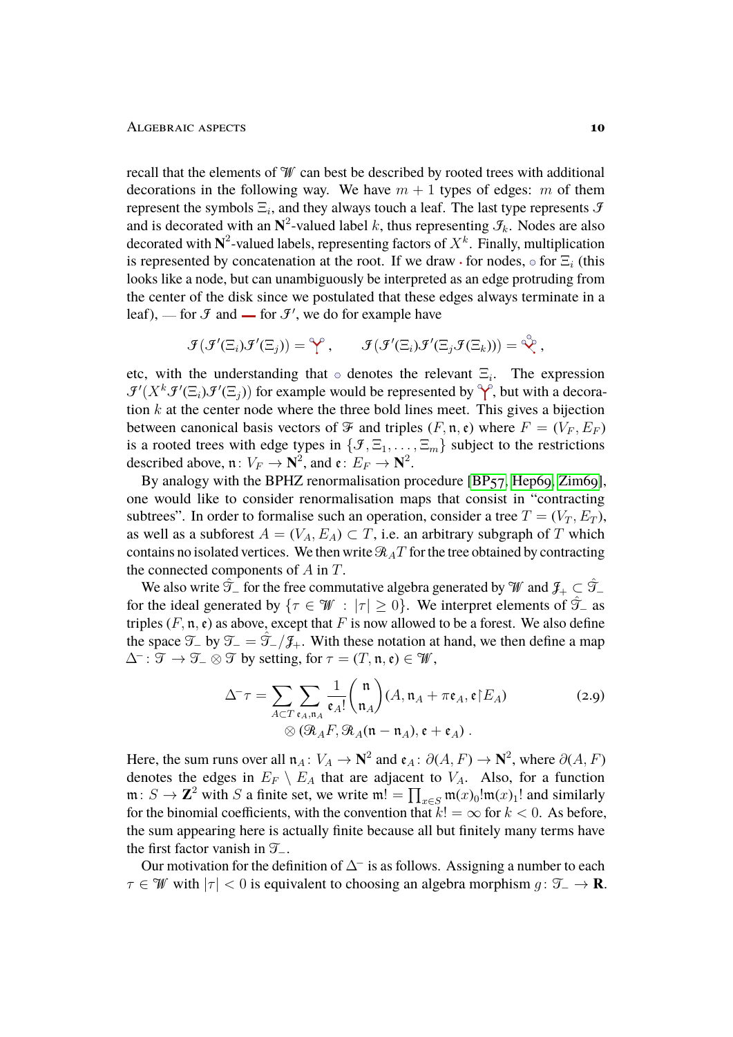recall that the elements of $\mathscr{W}$ can best be described by rooted trees with additional decorations in the following way. We have $m+1$ types of edges: $m$ of them represent the symbols $\Xi_i$, and they always touch a leaf. The last type represents $\mathcal{I}$ and is decorated with an $\mathbf{N}^2$-valued label $k$, thus representing $\mathcal{I}_k$. Nodes are also decorated with $\mathbf{N}^2$-valued labels, representing factors of $X^k$. Finally, multiplication is represented by concatenation at the root. If we draw $\cdot$ for nodes, $\circ$ for $\Xi_i$ (this looks like a node, but can unambiguously be interpreted as an edge protruding from the center of the disk since we postulated that these edges always terminate in a leaf), — for $\mathcal{I}$ and ▬ for $\mathcal{I}'$, we do for example have

$$\mathcal{I}(\mathcal{I}'(\Xi_i)\mathcal{I}'(\Xi_j)) = \text{Y}\,, \qquad \mathcal{I}(\mathcal{I}'(\Xi_i)\mathcal{I}'(\Xi_j\mathcal{I}(\Xi_k))) = \text{V}\,,$$

etc, with the understanding that $\circ$ denotes the relevant $\Xi_i$. The expression $\mathcal{I}'(X^k\mathcal{I}'(\Xi_i)\mathcal{I}'(\Xi_j))$ for example would be represented by Y, but with a decoration $k$ at the center node where the three bold lines meet. This gives a bijection between canonical basis vectors of $\mathscr{F}$ and triples $(F, \mathfrak{n}, \mathfrak{e})$ where $F = (V_F, E_F)$ is a rooted trees with edge types in $\{\mathcal{I}, \Xi_1, \ldots, \Xi_m\}$ subject to the restrictions described above, $\mathfrak{n}\colon V_F \to \mathbf{N}^2$, and $\mathfrak{e}\colon E_F \to \mathbf{N}^2$.

By analogy with the BPHZ renormalisation procedure [BP57, Hep69, Zim69], one would like to consider renormalisation maps that consist in "contracting subtrees". In order to formalise such an operation, consider a tree $T = (V_T, E_T)$, as well as a subforest $A = (V_A, E_A) \subset T$, i.e. an arbitrary subgraph of $T$ which contains no isolated vertices. We then write $\mathscr{R}_A T$ for the tree obtained by contracting the connected components of $A$ in $T$.

We also write $\hat{\mathscr{T}}_-$ for the free commutative algebra generated by $\mathscr{W}$ and $\mathcal{J}_+ \subset \hat{\mathscr{T}}_-$ for the ideal generated by $\{\tau \in \mathscr{W} : |\tau| \geq 0\}$. We interpret elements of $\hat{\mathscr{T}}_-$ as triples $(F, \mathfrak{n}, \mathfrak{e})$ as above, except that $F$ is now allowed to be a forest. We also define the space $\mathscr{T}_-$ by $\mathscr{T}_- = \hat{\mathscr{T}}_-/\mathcal{J}_+$. With these notation at hand, we then define a map $\Delta^-\colon \mathscr{T} \to \mathscr{T}_- \otimes \mathscr{T}$ by setting, for $\tau = (T, \mathfrak{n}, \mathfrak{e}) \in \mathscr{W}$,

$$\Delta^-\tau = \sum_{A \subset T} \sum_{\mathfrak{e}_A, \mathfrak{n}_A} \frac{1}{\mathfrak{e}_A!} \binom{\mathfrak{n}}{\mathfrak{n}_A} (A, \mathfrak{n}_A + \pi\mathfrak{e}_A, \mathfrak{e}\restriction E_A) \otimes (\mathscr{R}_A F, \mathscr{R}_A(\mathfrak{n} - \mathfrak{n}_A), \mathfrak{e} + \mathfrak{e}_A)\;. \tag{2.9}$$

Here, the sum runs over all $\mathfrak{n}_A\colon V_A \to \mathbf{N}^2$ and $\mathfrak{e}_A\colon \partial(A, F) \to \mathbf{N}^2$, where $\partial(A, F)$ denotes the edges in $E_F \setminus E_A$ that are adjacent to $V_A$. Also, for a function $\mathfrak{m}\colon S \to \mathbf{Z}^2$ with $S$ a finite set, we write $\mathfrak{m}! = \prod_{x \in S} \mathfrak{m}(x)_0!\mathfrak{m}(x)_1!$ and similarly for the binomial coefficients, with the convention that $k! = \infty$ for $k < 0$. As before, the sum appearing here is actually finite because all but finitely many terms have the first factor vanish in $\mathscr{T}_-$.

Our motivation for the definition of $\Delta^-$ is as follows. Assigning a number to each $\tau \in \mathscr{W}$ with $|\tau| < 0$ is equivalent to choosing an algebra morphism $g\colon \mathscr{T}_- \to \mathbf{R}$.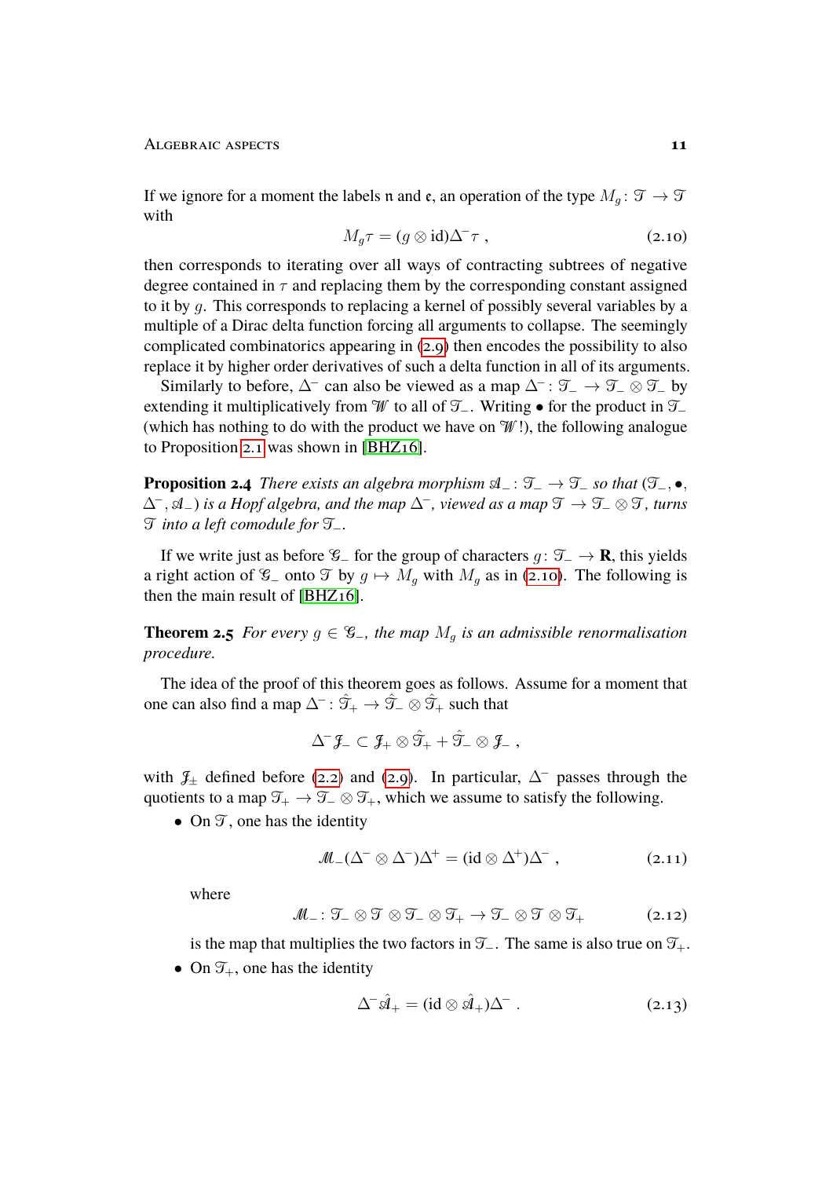If we ignore for a moment the labels $\mathfrak{n}$ and $\mathfrak{e}$, an operation of the type $M_g\colon \mathscr{T} \to \mathscr{T}$ with

$$M_g \tau = (g \otimes \mathrm{id})\Delta^- \tau \;, \tag{2.10}$$

then corresponds to iterating over all ways of contracting subtrees of negative degree contained in $\tau$ and replacing them by the corresponding constant assigned to it by $g$. This corresponds to replacing a kernel of possibly several variables by a multiple of a Dirac delta function forcing all arguments to collapse. The seemingly complicated combinatorics appearing in (2.9) then encodes the possibility to also replace it by higher order derivatives of such a delta function in all of its arguments.

Similarly to before, $\Delta^-$ can also be viewed as a map $\Delta^-\colon \mathscr{T}_- \to \mathscr{T}_- \otimes \mathscr{T}_-$ by extending it multiplicatively from $\mathscr{W}$ to all of $\mathscr{T}_-$. Writing $\bullet$ for the product in $\mathscr{T}_-$ (which has nothing to do with the product we have on $\mathscr{W}$!), the following analogue to Proposition 2.1 was shown in [BHZ16].

**Proposition 2.4** *There exists an algebra morphism $\mathscr{A}_-\colon \mathscr{T}_- \to \mathscr{T}_-$ so that $(\mathscr{T}_-, \bullet, \Delta^-, \mathscr{A}_-)$ is a Hopf algebra, and the map $\Delta^-$, viewed as a map $\mathscr{T} \to \mathscr{T}_- \otimes \mathscr{T}$, turns $\mathscr{T}$ into a left comodule for $\mathscr{T}_-$.*

If we write just as before $\mathscr{G}_-$ for the group of characters $g\colon \mathscr{T}_- \to \mathbf{R}$, this yields a right action of $\mathscr{G}_-$ onto $\mathscr{T}$ by $g \mapsto M_g$ with $M_g$ as in (2.10). The following is then the main result of [BHZ16].

**Theorem 2.5** *For every $g \in \mathscr{G}_-$, the map $M_g$ is an admissible renormalisation procedure.*

The idea of the proof of this theorem goes as follows. Assume for a moment that one can also find a map $\Delta^-\colon \hat{\mathscr{T}}_+ \to \hat{\mathscr{T}}_- \otimes \hat{\mathscr{T}}_+$ such that

$$\Delta^- \mathscr{J}_- \subset \mathscr{J}_+ \otimes \hat{\mathscr{T}}_+ + \hat{\mathscr{T}}_- \otimes \mathscr{J}_- \;,$$

with $\mathscr{J}_\pm$ defined before (2.2) and (2.9). In particular, $\Delta^-$ passes through the quotients to a map $\mathscr{T}_+ \to \mathscr{T}_- \otimes \mathscr{T}_+$, which we assume to satisfy the following.

- On $\mathscr{T}$, one has the identity

$$\mathscr{M}_-(\Delta^- \otimes \Delta^-)\Delta^+ = (\mathrm{id} \otimes \Delta^+)\Delta^- \;, \tag{2.11}$$

  where

$$\mathscr{M}_-\colon \mathscr{T}_- \otimes \mathscr{T} \otimes \mathscr{T}_- \otimes \mathscr{T}_+ \to \mathscr{T}_- \otimes \mathscr{T} \otimes \mathscr{T}_+ \tag{2.12}$$

  is the map that multiplies the two factors in $\mathscr{T}_-$. The same is also true on $\mathscr{T}_+$.

- On $\mathscr{T}_+$, one has the identity

$$\Delta^- \hat{\mathscr{A}}_+ = (\mathrm{id} \otimes \hat{\mathscr{A}}_+)\Delta^- \;. \tag{2.13}$$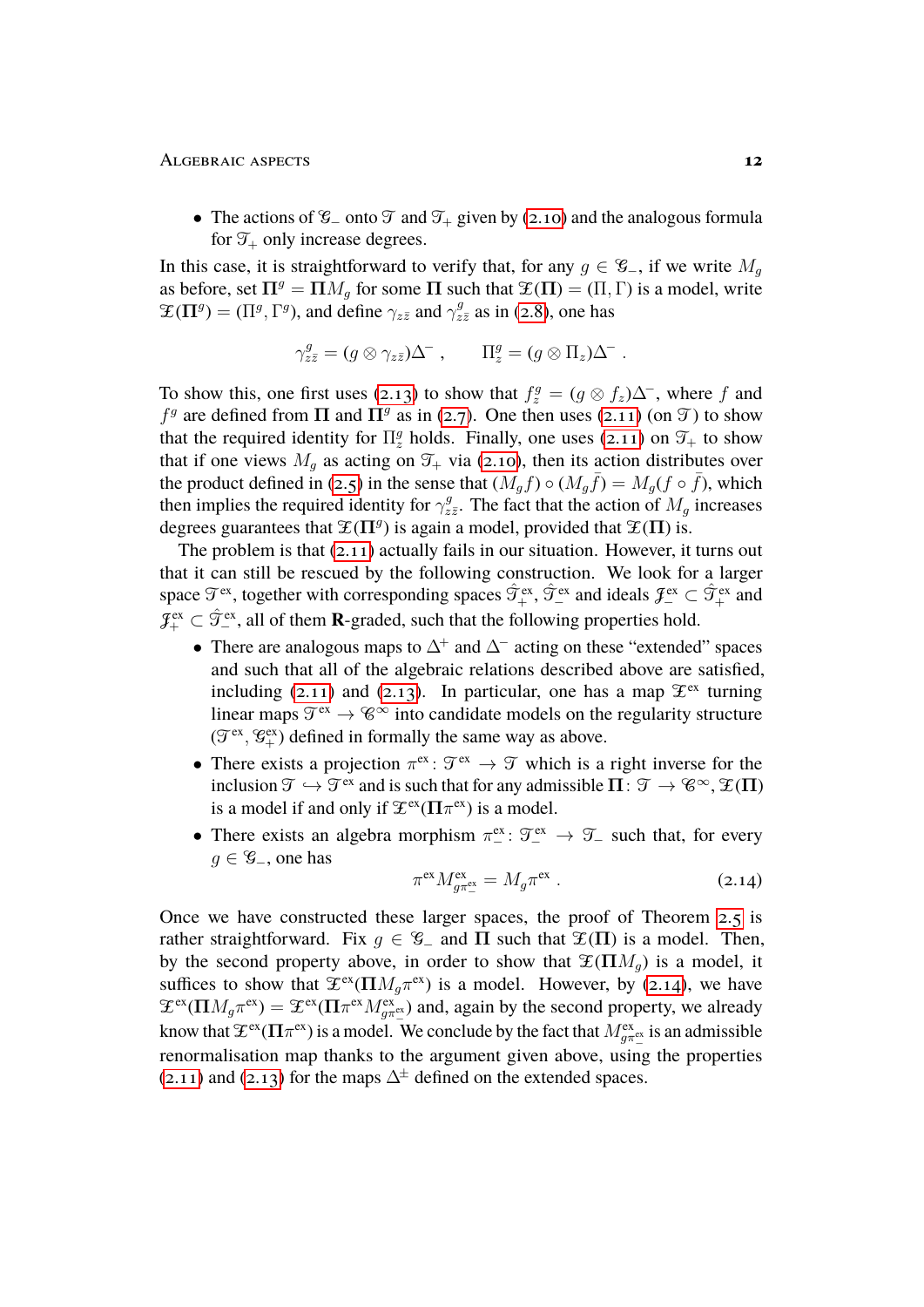- The actions of $\mathscr{G}_-$ onto $\mathscr{T}$ and $\mathscr{T}_+$ given by (2.10) and the analogous formula for $\mathscr{T}_+$ only increase degrees.

In this case, it is straightforward to verify that, for any $g \in \mathscr{G}_-$, if we write $M_g$ as before, set $\mathbf{\Pi}^g = \mathbf{\Pi} M_g$ for some $\mathbf{\Pi}$ such that $\mathfrak{X}(\mathbf{\Pi}) = (\Pi, \Gamma)$ is a model, write $\mathfrak{X}(\mathbf{\Pi}^g) = (\Pi^g, \Gamma^g)$, and define $\gamma_{z\bar z}$ and $\gamma^g_{z\bar z}$ as in (2.8), one has

$$\gamma^g_{z\bar z} = (g \otimes \gamma_{z\bar z})\Delta^- \;, \qquad \Pi^g_z = (g \otimes \Pi_z)\Delta^- \;.$$

To show this, one first uses (2.13) to show that $f^g_z = (g \otimes f_z)\Delta^-$, where $f$ and $f^g$ are defined from $\mathbf{\Pi}$ and $\mathbf{\Pi}^g$ as in (2.7). One then uses (2.11) (on $\mathscr{T}$) to show that the required identity for $\Pi^g_z$ holds. Finally, one uses (2.11) on $\mathscr{T}_+$ to show that if one views $M_g$ as acting on $\mathscr{T}_+$ via (2.10), then its action distributes over the product defined in (2.5) in the sense that $(M_g f) \circ (M_g \bar f) = M_g (f \circ \bar f)$, which then implies the required identity for $\gamma^g_{z\bar z}$. The fact that the action of $M_g$ increases degrees guarantees that $\mathfrak{X}(\mathbf{\Pi}^g)$ is again a model, provided that $\mathfrak{X}(\mathbf{\Pi})$ is.

The problem is that (2.11) actually fails in our situation. However, it turns out that it can still be rescued by the following construction. We look for a larger space $\mathscr{T}^{\text{ex}}$, together with corresponding spaces $\hat{\mathscr{T}}^{\text{ex}}_+$, $\hat{\mathscr{T}}^{\text{ex}}_-$ and ideals $\mathscr{J}^{\text{ex}}_- \subset \hat{\mathscr{T}}^{\text{ex}}_+$ and $\mathscr{J}^{\text{ex}}_+ \subset \hat{\mathscr{T}}^{\text{ex}}_-$, all of them $\mathbf{R}$-graded, such that the following properties hold.

- There are analogous maps to $\Delta^+$ and $\Delta^-$ acting on these "extended" spaces and such that all of the algebraic relations described above are satisfied, including (2.11) and (2.13). In particular, one has a map $\mathfrak{X}^{\text{ex}}$ turning linear maps $\mathscr{T}^{\text{ex}} \to \mathscr{C}^\infty$ into candidate models on the regularity structure $(\mathscr{T}^{\text{ex}}, \mathscr{G}^{\text{ex}}_+)$ defined in formally the same way as above.
- There exists a projection $\pi^{\text{ex}} \colon \mathscr{T}^{\text{ex}} \to \mathscr{T}$ which is a right inverse for the inclusion $\mathscr{T} \hookrightarrow \mathscr{T}^{\text{ex}}$ and is such that for any admissible $\mathbf{\Pi} \colon \mathscr{T} \to \mathscr{C}^\infty$, $\mathfrak{X}(\mathbf{\Pi})$ is a model if and only if $\mathfrak{X}^{\text{ex}}(\mathbf{\Pi}\pi^{\text{ex}})$ is a model.
- There exists an algebra morphism $\pi^{\text{ex}}_- \colon \mathscr{T}^{\text{ex}}_- \to \mathscr{T}_-$ such that, for every $g \in \mathscr{G}_-$, one has
$$\pi^{\text{ex}} M^{\text{ex}}_{g\pi^{\text{ex}}_-} = M_g \pi^{\text{ex}} \;. \tag{2.14}$$

Once we have constructed these larger spaces, the proof of Theorem 2.5 is rather straightforward. Fix $g \in \mathscr{G}_-$ and $\mathbf{\Pi}$ such that $\mathfrak{X}(\mathbf{\Pi})$ is a model. Then, by the second property above, in order to show that $\mathfrak{X}(\mathbf{\Pi} M_g)$ is a model, it suffices to show that $\mathfrak{X}^{\text{ex}}(\mathbf{\Pi} M_g \pi^{\text{ex}})$ is a model. However, by (2.14), we have $\mathfrak{X}^{\text{ex}}(\mathbf{\Pi} M_g \pi^{\text{ex}}) = \mathfrak{X}^{\text{ex}}(\mathbf{\Pi}\pi^{\text{ex}} M^{\text{ex}}_{g\pi^{\text{ex}}_-})$ and, again by the second property, we already know that $\mathfrak{X}^{\text{ex}}(\mathbf{\Pi}\pi^{\text{ex}})$ is a model. We conclude by the fact that $M^{\text{ex}}_{g\pi^{\text{ex}}_-}$ is an admissible renormalisation map thanks to the argument given above, using the properties (2.11) and (2.13) for the maps $\Delta^\pm$ defined on the extended spaces.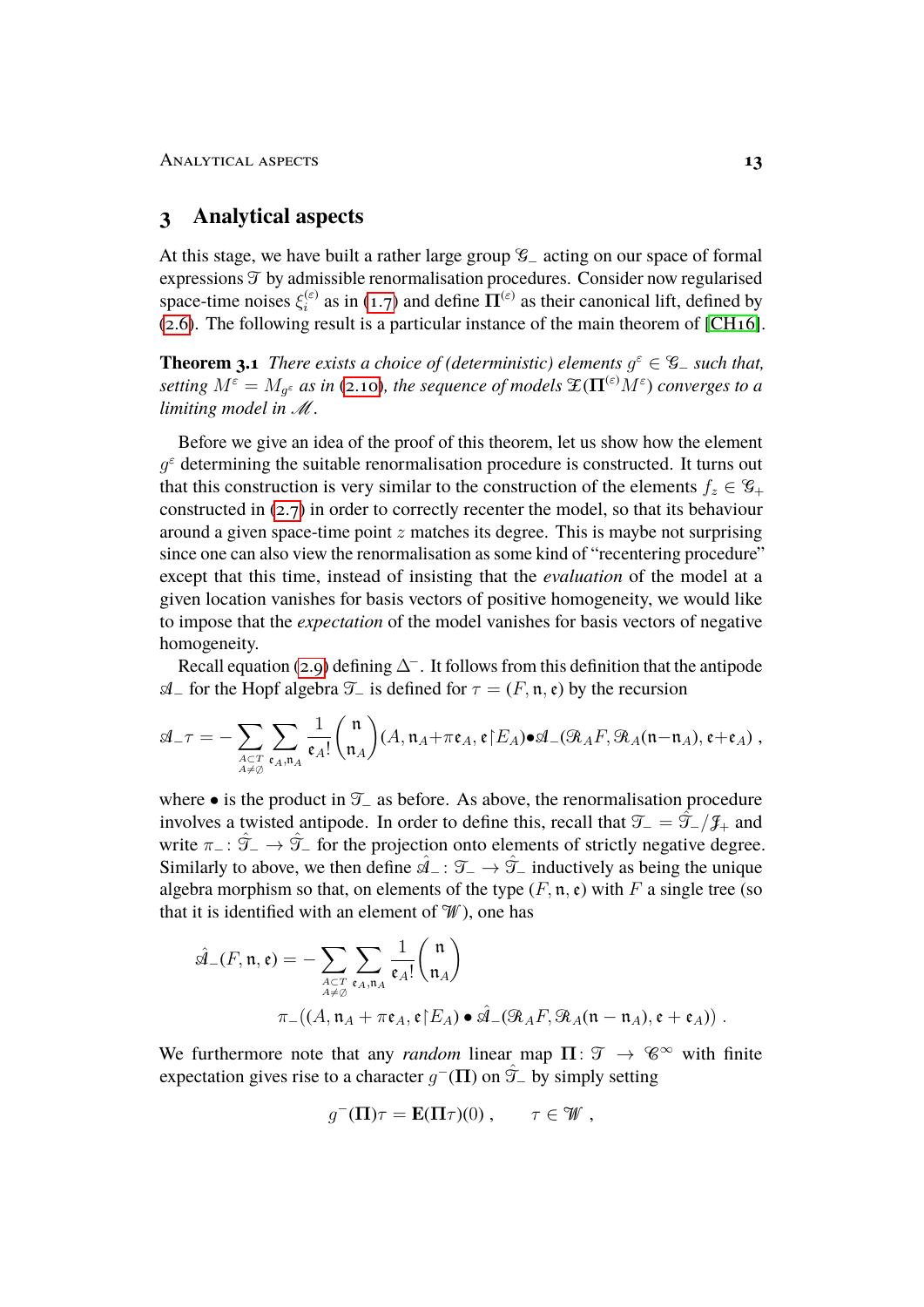## 3 Analytical aspects

At this stage, we have built a rather large group $\mathscr{G}_-$ acting on our space of formal expressions $\mathscr{T}$ by admissible renormalisation procedures. Consider now regularised space-time noises $\xi_i^{(\varepsilon)}$ as in (1.7) and define $\boldsymbol{\Pi}^{(\varepsilon)}$ as their canonical lift, defined by (2.6). The following result is a particular instance of the main theorem of [CH16].

**Theorem 3.1** *There exists a choice of (deterministic) elements $g^\varepsilon \in \mathscr{G}_-$ such that, setting $M^\varepsilon = M_{g^\varepsilon}$ as in (2.10), the sequence of models $\mathscr{Z}(\boldsymbol{\Pi}^{(\varepsilon)} M^\varepsilon)$ converges to a limiting model in $\mathscr{M}$.*

Before we give an idea of the proof of this theorem, let us show how the element $g^\varepsilon$ determining the suitable renormalisation procedure is constructed. It turns out that this construction is very similar to the construction of the elements $f_z \in \mathscr{G}_+$ constructed in (2.7) in order to correctly recenter the model, so that its behaviour around a given space-time point $z$ matches its degree. This is maybe not surprising since one can also view the renormalisation as some kind of "recentering procedure" except that this time, instead of insisting that the *evaluation* of the model at a given location vanishes for basis vectors of positive homogeneity, we would like to impose that the *expectation* of the model vanishes for basis vectors of negative homogeneity.

Recall equation (2.9) defining $\Delta^-$. It follows from this definition that the antipode $\mathscr{A}_-$ for the Hopf algebra $\mathscr{T}_-$ is defined for $\tau = (F, \mathfrak{n}, \mathfrak{e})$ by the recursion

$$\mathscr{A}_-\tau = -\sum_{\substack{A\subset T\\ A\neq\emptyset}}\sum_{\mathfrak{e}_A,\mathfrak{n}_A}\frac{1}{\mathfrak{e}_A!}\binom{\mathfrak{n}}{\mathfrak{n}_A}(A,\mathfrak{n}_A{+}\pi\mathfrak{e}_A,\mathfrak{e}\restriction E_A)\bullet\mathscr{A}_-(\mathscr{R}_AF,\mathscr{R}_A(\mathfrak{n}{-}\mathfrak{n}_A),\mathfrak{e}{+}\mathfrak{e}_A)\;,$$

where $\bullet$ is the product in $\mathscr{T}_-$ as before. As above, the renormalisation procedure involves a twisted antipode. In order to define this, recall that $\mathscr{T}_- = \hat{\mathscr{T}}_-/\mathscr{J}_+$ and write $\pi_-\colon \hat{\mathscr{T}}_- \to \hat{\mathscr{T}}_-$ for the projection onto elements of strictly negative degree. Similarly to above, we then define $\hat{\mathscr{A}}_-\colon \mathscr{T}_- \to \hat{\mathscr{T}}_-$ inductively as being the unique algebra morphism so that, on elements of the type $(F,\mathfrak{n},\mathfrak{e})$ with $F$ a single tree (so that it is identified with an element of $\mathscr{W}$), one has

$$\begin{aligned}\hat{\mathscr{A}}_-(F,\mathfrak{n},\mathfrak{e}) = &-\sum_{\substack{A\subset T\\ A\neq\emptyset}}\sum_{\mathfrak{e}_A,\mathfrak{n}_A}\frac{1}{\mathfrak{e}_A!}\binom{\mathfrak{n}}{\mathfrak{n}_A}\\ &\pi_-\big((A,\mathfrak{n}_A+\pi\mathfrak{e}_A,\mathfrak{e}\restriction E_A)\bullet\hat{\mathscr{A}}_-(\mathscr{R}_AF,\mathscr{R}_A(\mathfrak{n}-\mathfrak{n}_A),\mathfrak{e}+\mathfrak{e}_A)\big)\;.\end{aligned}$$

We furthermore note that any *random* linear map $\boldsymbol{\Pi}\colon \mathscr{T} \to \mathscr{C}^\infty$ with finite expectation gives rise to a character $g^-(\boldsymbol{\Pi})$ on $\hat{\mathscr{T}}_-$ by simply setting

$$g^-(\boldsymbol{\Pi})\tau = \mathbf{E}(\boldsymbol{\Pi}\tau)(0)\;,\qquad \tau\in\mathscr{W}\;,$$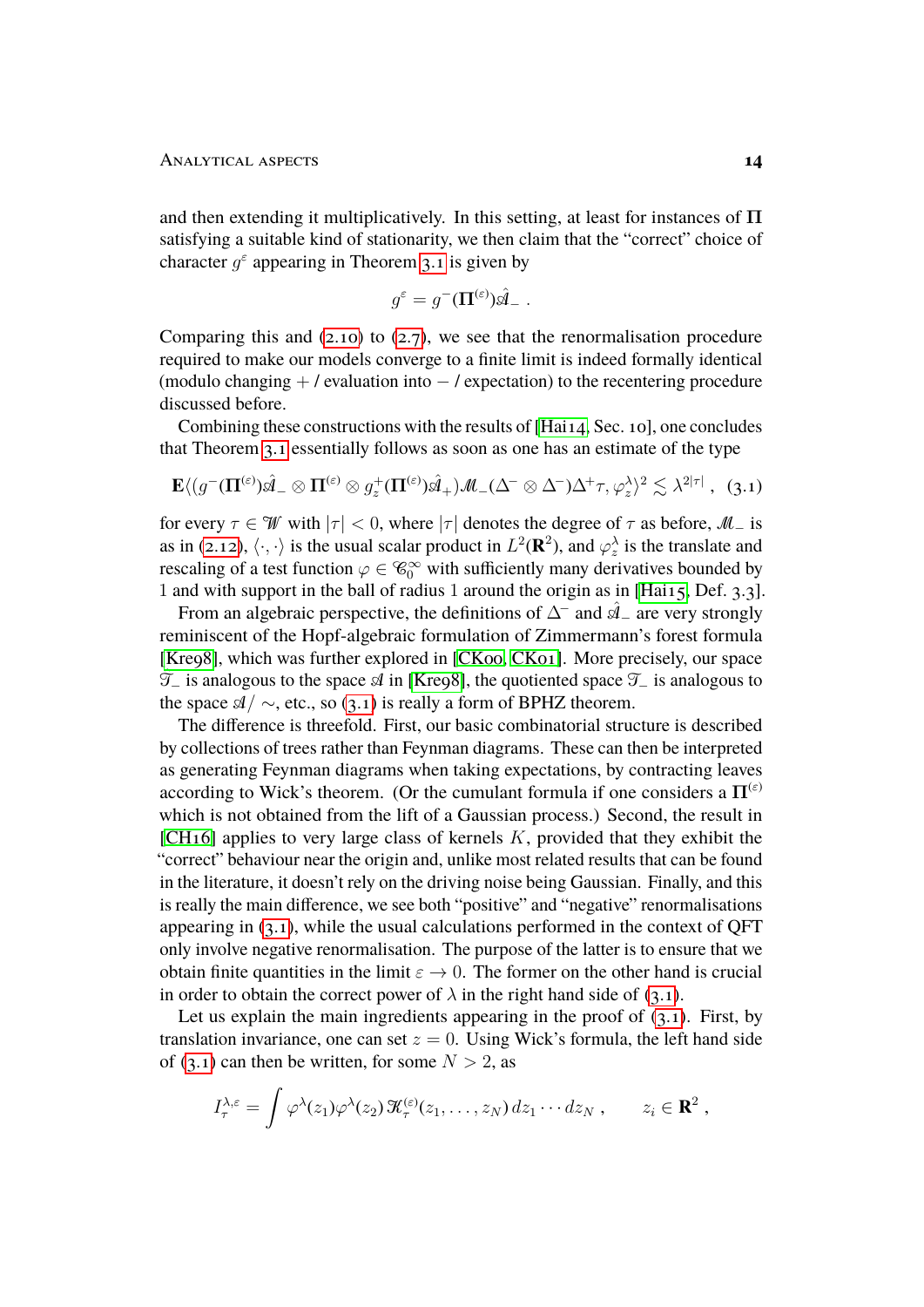and then extending it multiplicatively. In this setting, at least for instances of $\mathbf{\Pi}$ satisfying a suitable kind of stationarity, we then claim that the "correct" choice of character $g^\varepsilon$ appearing in Theorem 3.1 is given by

$$g^\varepsilon = g^-(\mathbf{\Pi}^{(\varepsilon)})\hat{\mathscr{A}}_- \;.$$

Comparing this and (2.10) to (2.7), we see that the renormalisation procedure required to make our models converge to a finite limit is indeed formally identical (modulo changing + / evaluation into − / expectation) to the recentering procedure discussed before.

Combining these constructions with the results of [Hai14, Sec. 10], one concludes that Theorem 3.1 essentially follows as soon as one has an estimate of the type

$$\mathbf{E}\langle (g^-(\mathbf{\Pi}^{(\varepsilon)})\hat{\mathscr{A}}_- \otimes \mathbf{\Pi}^{(\varepsilon)} \otimes g_z^+(\mathbf{\Pi}^{(\varepsilon)})\hat{\mathscr{A}}_+)\mathscr{M}_-(\Delta^- \otimes \Delta^-)\Delta^+\tau, \varphi_z^\lambda\rangle^2 \lesssim \lambda^{2|\tau|} \;, \quad (3.1)$$

for every $\tau \in \mathscr{W}$ with $|\tau| < 0$, where $|\tau|$ denotes the degree of $\tau$ as before, $\mathscr{M}_-$ is as in (2.12), $\langle\cdot,\cdot\rangle$ is the usual scalar product in $L^2(\mathbf{R}^2)$, and $\varphi_z^\lambda$ is the translate and rescaling of a test function $\varphi \in \mathscr{C}_0^\infty$ with sufficiently many derivatives bounded by $1$ and with support in the ball of radius $1$ around the origin as in [Hai15, Def. 3.3].

From an algebraic perspective, the definitions of $\Delta^-$ and $\hat{\mathscr{A}}_-$ are very strongly reminiscent of the Hopf-algebraic formulation of Zimmermann's forest formula [Kre98], which was further explored in [CK00, CK01]. More precisely, our space $\mathscr{T}_-$ is analogous to the space $\mathscr{A}$ in [Kre98], the quotiented space $\mathscr{T}_-$ is analogous to the space $\mathscr{A}/\sim$, etc., so (3.1) is really a form of BPHZ theorem.

The difference is threefold. First, our basic combinatorial structure is described by collections of trees rather than Feynman diagrams. These can then be interpreted as generating Feynman diagrams when taking expectations, by contracting leaves according to Wick's theorem. (Or the cumulant formula if one considers a $\mathbf{\Pi}^{(\varepsilon)}$ which is not obtained from the lift of a Gaussian process.) Second, the result in [CH16] applies to very large class of kernels $K$, provided that they exhibit the "correct" behaviour near the origin and, unlike most related results that can be found in the literature, it doesn't rely on the driving noise being Gaussian. Finally, and this is really the main difference, we see both "positive" and "negative" renormalisations appearing in (3.1), while the usual calculations performed in the context of QFT only involve negative renormalisation. The purpose of the latter is to ensure that we obtain finite quantities in the limit $\varepsilon \to 0$. The former on the other hand is crucial in order to obtain the correct power of $\lambda$ in the right hand side of (3.1).

Let us explain the main ingredients appearing in the proof of (3.1). First, by translation invariance, one can set $z = 0$. Using Wick's formula, the left hand side of (3.1) can then be written, for some $N > 2$, as

$$I_\tau^{\lambda,\varepsilon} = \int \varphi^\lambda(z_1)\varphi^\lambda(z_2)\,\mathscr{K}_\tau^{(\varepsilon)}(z_1,\ldots,z_N)\,dz_1\cdots dz_N \;, \qquad z_i \in \mathbf{R}^2 \;,$$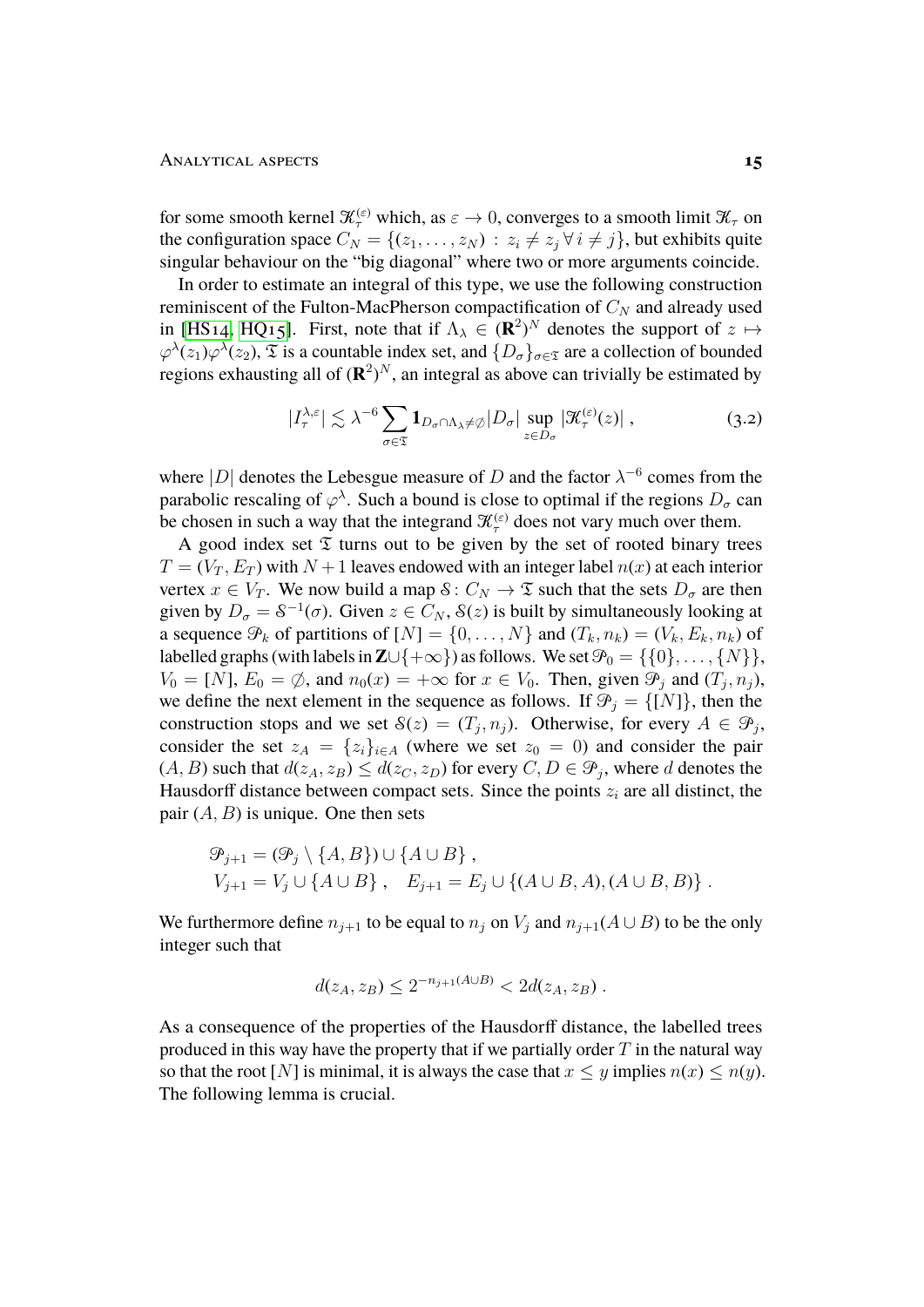for some smooth kernel $\mathcal{K}_\tau^{(\varepsilon)}$ which, as $\varepsilon \to 0$, converges to a smooth limit $\mathcal{K}_\tau$ on the configuration space $C_N = \{(z_1, \ldots, z_N) \,:\, z_i \neq z_j \,\forall\, i \neq j\}$, but exhibits quite singular behaviour on the "big diagonal" where two or more arguments coincide.

In order to estimate an integral of this type, we use the following construction reminiscent of the Fulton-MacPherson compactification of $C_N$ and already used in [HS14, HQ15]. First, note that if $\Lambda_\lambda \in (\mathbf{R}^2)^N$ denotes the support of $z \mapsto \varphi^\lambda(z_1)\varphi^\lambda(z_2)$, $\mathfrak{T}$ is a countable index set, and $\{D_\sigma\}_{\sigma\in\mathfrak{T}}$ are a collection of bounded regions exhausting all of $(\mathbf{R}^2)^N$, an integral as above can trivially be estimated by

$$|I_\tau^{\lambda,\varepsilon}| \lesssim \lambda^{-6} \sum_{\sigma\in\mathfrak{T}} \mathbf{1}_{D_\sigma\cap\Lambda_\lambda\neq\emptyset} |D_\sigma| \sup_{z\in D_\sigma} |\mathcal{K}_\tau^{(\varepsilon)}(z)| \;, \tag{3.2}$$

where $|D|$ denotes the Lebesgue measure of $D$ and the factor $\lambda^{-6}$ comes from the parabolic rescaling of $\varphi^\lambda$. Such a bound is close to optimal if the regions $D_\sigma$ can be chosen in such a way that the integrand $\mathcal{K}_\tau^{(\varepsilon)}$ does not vary much over them.

A good index set $\mathfrak{T}$ turns out to be given by the set of rooted binary trees $T = (V_T, E_T)$ with $N+1$ leaves endowed with an integer label $n(x)$ at each interior vertex $x \in V_T$. We now build a map $\mathcal{S}\colon C_N \to \mathfrak{T}$ such that the sets $D_\sigma$ are then given by $D_\sigma = \mathcal{S}^{-1}(\sigma)$. Given $z \in C_N$, $\mathcal{S}(z)$ is built by simultaneously looking at a sequence $\mathcal{P}_k$ of partitions of $[N] = \{0, \ldots, N\}$ and $(T_k, n_k) = (V_k, E_k, n_k)$ of labelled graphs (with labels in $\mathbf{Z}\cup\{+\infty\}$) as follows. We set $\mathcal{P}_0 = \{\{0\}, \ldots, \{N\}\}$, $V_0 = [N]$, $E_0 = \emptyset$, and $n_0(x) = +\infty$ for $x \in V_0$. Then, given $\mathcal{P}_j$ and $(T_j, n_j)$, we define the next element in the sequence as follows. If $\mathcal{P}_j = \{[N]\}$, then the construction stops and we set $\mathcal{S}(z) = (T_j, n_j)$. Otherwise, for every $A \in \mathcal{P}_j$, consider the set $z_A = \{z_i\}_{i\in A}$ (where we set $z_0 = 0$) and consider the pair $(A, B)$ such that $d(z_A, z_B) \leq d(z_C, z_D)$ for every $C, D \in \mathcal{P}_j$, where $d$ denotes the Hausdorff distance between compact sets. Since the points $z_i$ are all distinct, the pair $(A, B)$ is unique. One then sets

$$\begin{aligned}
&\mathcal{P}_{j+1} = (\mathcal{P}_j \setminus \{A, B\}) \cup \{A \cup B\} \;, \\
&V_{j+1} = V_j \cup \{A \cup B\} \;, \quad E_{j+1} = E_j \cup \{(A \cup B, A), (A \cup B, B)\} \;.
\end{aligned}$$

We furthermore define $n_{j+1}$ to be equal to $n_j$ on $V_j$ and $n_{j+1}(A \cup B)$ to be the only integer such that

$$d(z_A, z_B) \leq 2^{-n_{j+1}(A\cup B)} < 2d(z_A, z_B) \;.$$

As a consequence of the properties of the Hausdorff distance, the labelled trees produced in this way have the property that if we partially order $T$ in the natural way so that the root $[N]$ is minimal, it is always the case that $x \leq y$ implies $n(x) \leq n(y)$. The following lemma is crucial.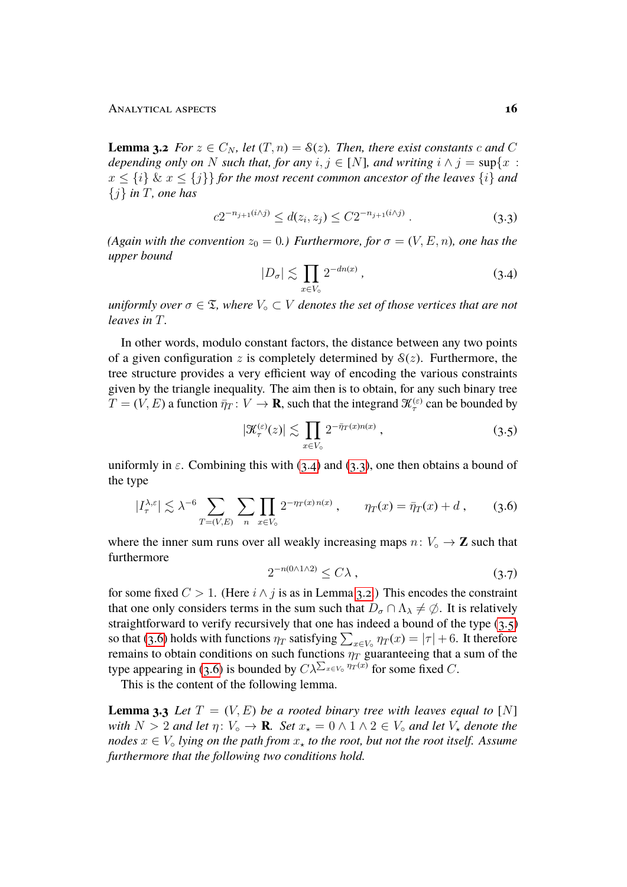**Lemma 3.2** *For $z \in C_N$, let $(T, n) = \mathcal{S}(z)$. Then, there exist constants $c$ and $C$ depending only on $N$ such that, for any $i, j \in [N]$, and writing $i \wedge j = \sup\{x : x \le \{i\}\ \&\ x \le \{j\}\}$ for the most recent common ancestor of the leaves $\{i\}$ and $\{j\}$ in $T$, one has*

$$c 2^{-n_{j+1}(i\wedge j)} \le d(z_i, z_j) \le C 2^{-n_{j+1}(i\wedge j)}\;. \tag{3.3}$$

*(Again with the convention $z_0 = 0$.) Furthermore, for $\sigma = (V, E, n)$, one has the upper bound*

$$|D_\sigma| \lesssim \prod_{x\in V_\circ} 2^{-dn(x)}\;, \tag{3.4}$$

*uniformly over $\sigma \in \mathfrak{T}$, where $V_\circ \subset V$ denotes the set of those vertices that are not leaves in $T$.*

In other words, modulo constant factors, the distance between any two points of a given configuration $z$ is completely determined by $\mathcal{S}(z)$. Furthermore, the tree structure provides a very efficient way of encoding the various constraints given by the triangle inequality. The aim then is to obtain, for any such binary tree $T = (V, E)$ a function $\bar\eta_T : V \to \mathbf{R}$, such that the integrand $\mathcal{K}^{(\varepsilon)}_\tau$ can be bounded by

$$|\mathcal{K}^{(\varepsilon)}_\tau(z)| \lesssim \prod_{x\in V_\circ} 2^{-\bar\eta_T(x) n(x)}\;, \tag{3.5}$$

uniformly in $\varepsilon$. Combining this with (3.4) and (3.3), one then obtains a bound of the type

$$|I^{\lambda,\varepsilon}_\tau| \lesssim \lambda^{-6} \sum_{T=(V,E)} \sum_n \prod_{x\in V_\circ} 2^{-\eta_T(x)\, n(x)}\;, \qquad \eta_T(x) = \bar\eta_T(x) + d\;, \tag{3.6}$$

where the inner sum runs over all weakly increasing maps $n : V_\circ \to \mathbf{Z}$ such that furthermore

$$2^{-n(0\wedge 1\wedge 2)} \le C\lambda\;, \tag{3.7}$$

for some fixed $C > 1$. (Here $i \wedge j$ is as in Lemma 3.2.) This encodes the constraint that one only considers terms in the sum such that $D_\sigma \cap \Lambda_\lambda \neq \emptyset$. It is relatively straightforward to verify recursively that one has indeed a bound of the type (3.5) so that (3.6) holds with functions $\eta_T$ satisfying $\sum_{x\in V_\circ} \eta_T(x) = |\tau| + 6$. It therefore remains to obtain conditions on such functions $\eta_T$ guaranteeing that a sum of the type appearing in (3.6) is bounded by $C\lambda^{\sum_{x\in V_\circ}\eta_T(x)}$ for some fixed $C$.

This is the content of the following lemma.

**Lemma 3.3** *Let $T = (V, E)$ be a rooted binary tree with leaves equal to $[N]$ with $N > 2$ and let $\eta : V_\circ \to \mathbf{R}$. Set $x_\star = 0 \wedge 1 \wedge 2 \in V_\circ$ and let $V_\star$ denote the nodes $x \in V_\circ$ lying on the path from $x_\star$ to the root, but not the root itself. Assume furthermore that the following two conditions hold.*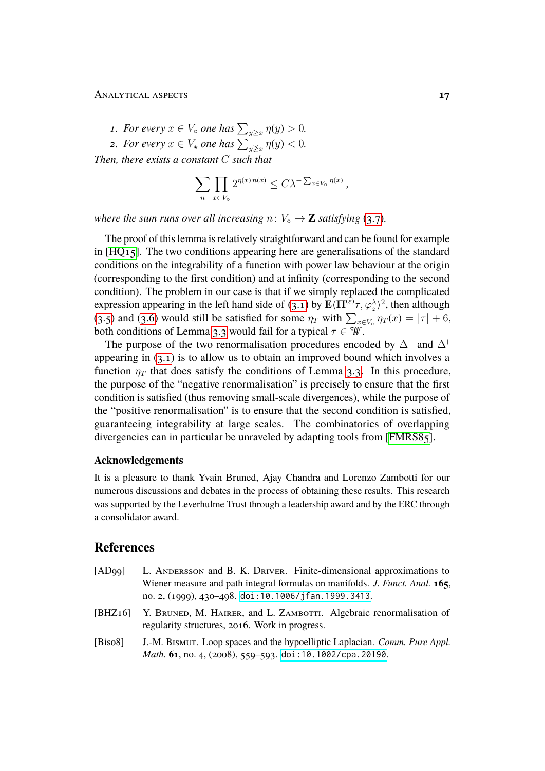1. *For every $x \in V_\circ$ one has $\sum_{y \geq x} \eta(y) > 0$.*
2. *For every $x \in V_\star$ one has $\sum_{y \not\geq x} \eta(y) < 0$.*

*Then, there exists a constant $C$ such that*

$$\sum_n \prod_{x \in V_\circ} 2^{\eta(x)\, n(x)} \leq C \lambda^{-\sum_{x \in V_\circ} \eta(x)}\;,$$

*where the sum runs over all increasing $n \colon V_\circ \to \mathbf{Z}$ satisfying (3.7).*

The proof of this lemma is relatively straightforward and can be found for example in [HQ15]. The two conditions appearing here are generalisations of the standard conditions on the integrability of a function with power law behaviour at the origin (corresponding to the first condition) and at infinity (corresponding to the second condition). The problem in our case is that if we simply replaced the complicated expression appearing in the left hand side of (3.1) by $\mathbf{E}\langle \mathbf{\Pi}^{(\varepsilon)}\tau, \varphi_z^\lambda\rangle^2$, then although (3.5) and (3.6) would still be satisfied for some $\eta_T$ with $\sum_{x\in V_\circ} \eta_T(x) = |\tau| + 6$, both conditions of Lemma 3.3 would fail for a typical $\tau \in \mathscr{W}$.

The purpose of the two renormalisation procedures encoded by $\Delta^-$ and $\Delta^+$ appearing in (3.1) is to allow us to obtain an improved bound which involves a function $\eta_T$ that does satisfy the conditions of Lemma 3.3. In this procedure, the purpose of the "negative renormalisation" is precisely to ensure that the first condition is satisfied (thus removing small-scale divergences), while the purpose of the "positive renormalisation" is to ensure that the second condition is satisfied, guaranteeing integrability at large scales. The combinatorics of overlapping divergencies can in particular be unraveled by adapting tools from [FMRS85].

### Acknowledgements

It is a pleasure to thank Yvain Bruned, Ajay Chandra and Lorenzo Zambotti for our numerous discussions and debates in the process of obtaining these results. This research was supported by the Leverhulme Trust through a leadership award and by the ERC through a consolidator award.

## References

[AD99] L. Andersson and B. K. Driver. Finite-dimensional approximations to Wiener measure and path integral formulas on manifolds. *J. Funct. Anal.* **165**, no. 2, (1999), 430–498. doi:10.1006/jfan.1999.3413.

[BHZ16] Y. Bruned, M. Hairer, and L. Zambotti. Algebraic renormalisation of regularity structures, 2016. Work in progress.

[Bis08] J.-M. Bismut. Loop spaces and the hypoelliptic Laplacian. *Comm. Pure Appl. Math.* **61**, no. 4, (2008), 559–593. doi:10.1002/cpa.20190.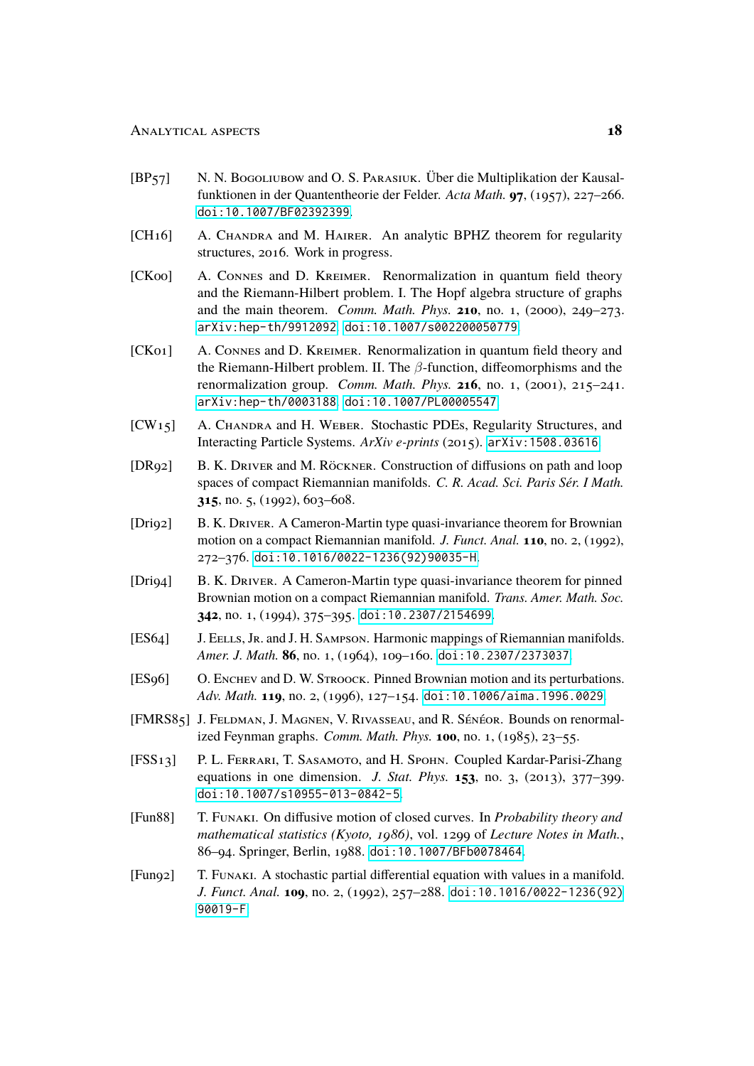[BP57] N. N. Bogoliubow and O. S. Parasiuk. Über die Multiplikation der Kausalfunktionen in der Quantentheorie der Felder. *Acta Math.* **97**, (1957), 227–266. doi:10.1007/BF02392399.

[CH16] A. Chandra and M. Hairer. An analytic BPHZ theorem for regularity structures, 2016. Work in progress.

[CK00] A. Connes and D. Kreimer. Renormalization in quantum field theory and the Riemann-Hilbert problem. I. The Hopf algebra structure of graphs and the main theorem. *Comm. Math. Phys.* **210**, no. 1, (2000), 249–273. arXiv:hep-th/9912092. doi:10.1007/s002200050779.

[CK01] A. Connes and D. Kreimer. Renormalization in quantum field theory and the Riemann-Hilbert problem. II. The $\beta$-function, diffeomorphisms and the renormalization group. *Comm. Math. Phys.* **216**, no. 1, (2001), 215–241. arXiv:hep-th/0003188. doi:10.1007/PL00005547.

[CW15] A. Chandra and H. Weber. Stochastic PDEs, Regularity Structures, and Interacting Particle Systems. *ArXiv e-prints* (2015). arXiv:1508.03616.

[DR92] B. K. Driver and M. Röckner. Construction of diffusions on path and loop spaces of compact Riemannian manifolds. *C. R. Acad. Sci. Paris Sér. I Math.* **315**, no. 5, (1992), 603–608.

[Dri92] B. K. Driver. A Cameron-Martin type quasi-invariance theorem for Brownian motion on a compact Riemannian manifold. *J. Funct. Anal.* **110**, no. 2, (1992), 272–376. doi:10.1016/0022-1236(92)90035-H.

[Dri94] B. K. Driver. A Cameron-Martin type quasi-invariance theorem for pinned Brownian motion on a compact Riemannian manifold. *Trans. Amer. Math. Soc.* **342**, no. 1, (1994), 375–395. doi:10.2307/2154699.

[ES64] J. Eells, Jr. and J. H. Sampson. Harmonic mappings of Riemannian manifolds. *Amer. J. Math.* **86**, no. 1, (1964), 109–160. doi:10.2307/2373037.

[ES96] O. Enchev and D. W. Stroock. Pinned Brownian motion and its perturbations. *Adv. Math.* **119**, no. 2, (1996), 127–154. doi:10.1006/aima.1996.0029.

[FMRS85] J. Feldman, J. Magnen, V. Rivasseau, and R. Sénéor. Bounds on renormalized Feynman graphs. *Comm. Math. Phys.* **100**, no. 1, (1985), 23–55.

[FSS13] P. L. Ferrari, T. Sasamoto, and H. Spohn. Coupled Kardar-Parisi-Zhang equations in one dimension. *J. Stat. Phys.* **153**, no. 3, (2013), 377–399. doi:10.1007/s10955-013-0842-5.

[Fun88] T. Funaki. On diffusive motion of closed curves. In *Probability theory and mathematical statistics (Kyoto, 1986)*, vol. 1299 of *Lecture Notes in Math.*, 86–94. Springer, Berlin, 1988. doi:10.1007/BFb0078464.

[Fun92] T. Funaki. A stochastic partial differential equation with values in a manifold. *J. Funct. Anal.* **109**, no. 2, (1992), 257–288. doi:10.1016/0022-1236(92)90019-F.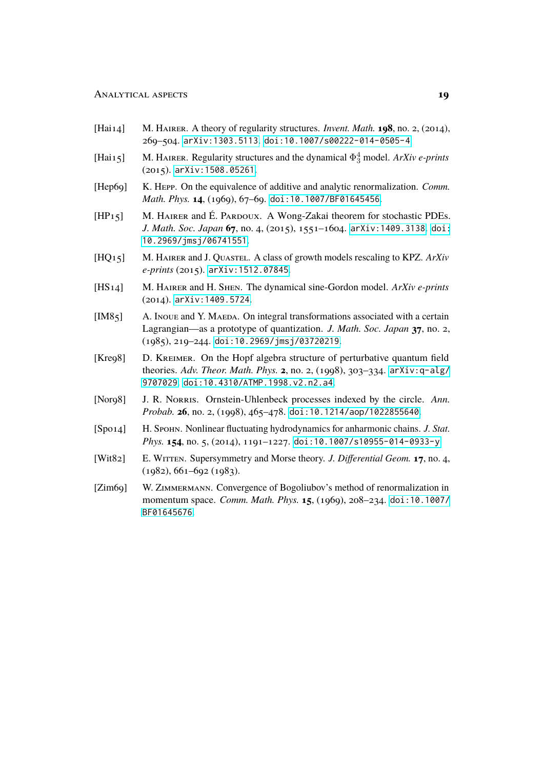[Hai14] M. Hairer. A theory of regularity structures. *Invent. Math.* **198**, no. 2, (2014), 269–504. arXiv:1303.5113. doi:10.1007/s00222-014-0505-4.

[Hai15] M. Hairer. Regularity structures and the dynamical $\Phi^4_3$ model. *ArXiv e-prints* (2015). arXiv:1508.05261.

[Hep69] K. Hepp. On the equivalence of additive and analytic renormalization. *Comm. Math. Phys.* **14**, (1969), 67–69. doi:10.1007/BF01645456.

[HP15] M. Hairer and É. Pardoux. A Wong-Zakai theorem for stochastic PDEs. *J. Math. Soc. Japan* **67**, no. 4, (2015), 1551–1604. arXiv:1409.3138. doi:10.2969/jmsj/06741551.

[HQ15] M. Hairer and J. Quastel. A class of growth models rescaling to KPZ. *ArXiv e-prints* (2015). arXiv:1512.07845.

[HS14] M. Hairer and H. Shen. The dynamical sine-Gordon model. *ArXiv e-prints* (2014). arXiv:1409.5724.

[IM85] A. Inoue and Y. Maeda. On integral transformations associated with a certain Lagrangian—as a prototype of quantization. *J. Math. Soc. Japan* **37**, no. 2, (1985), 219–244. doi:10.2969/jmsj/03720219.

[Kre98] D. Kreimer. On the Hopf algebra structure of perturbative quantum field theories. *Adv. Theor. Math. Phys.* **2**, no. 2, (1998), 303–334. arXiv:q-alg/9707029. doi:10.4310/ATMP.1998.v2.n2.a4.

[Nor98] J. R. Norris. Ornstein-Uhlenbeck processes indexed by the circle. *Ann. Probab.* **26**, no. 2, (1998), 465–478. doi:10.1214/aop/1022855640.

[Spo14] H. Spohn. Nonlinear fluctuating hydrodynamics for anharmonic chains. *J. Stat. Phys.* **154**, no. 5, (2014), 1191–1227. doi:10.1007/s10955-014-0933-y.

[Wit82] E. Witten. Supersymmetry and Morse theory. *J. Differential Geom.* **17**, no. 4, (1982), 661–692 (1983).

[Zim69] W. Zimmermann. Convergence of Bogoliubov's method of renormalization in momentum space. *Comm. Math. Phys.* **15**, (1969), 208–234. doi:10.1007/BF01645676.